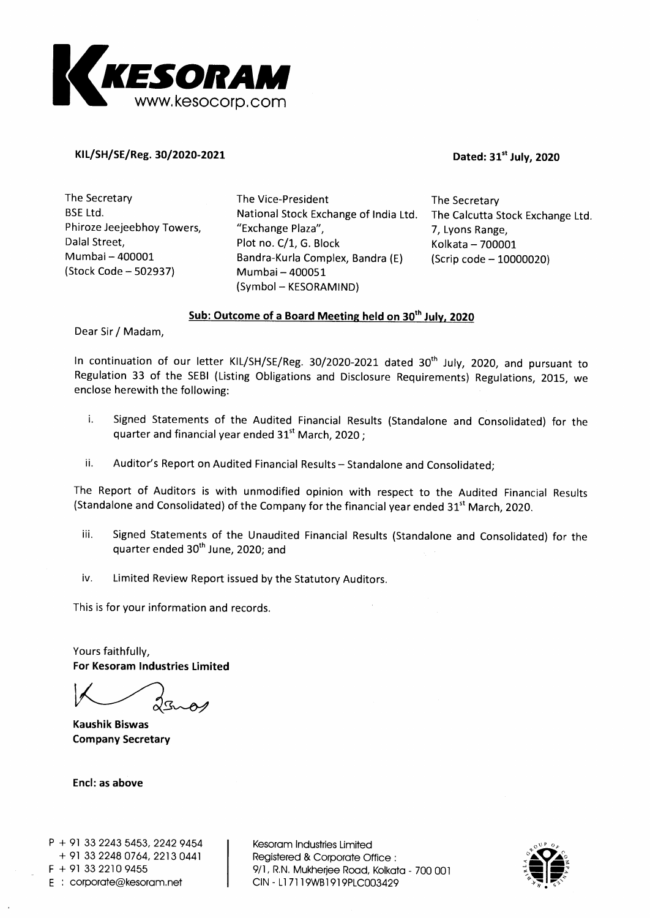# KESORAM
www.kesocorp.com

**KIL/SH/SE/Reg. 30/2020-2021**

**Dated: 31st July, 2020**

The Secretary
BSE Ltd.
Phiroze Jeejeebhoy Towers,
Dalal Street,
Mumbai – 400001
(Stock Code – 502937)

The Vice-President
National Stock Exchange of India Ltd.
"Exchange Plaza",
Plot no. C/1, G. Block
Bandra-Kurla Complex, Bandra (E)
Mumbai – 400051
(Symbol – KESORAMIND)

The Secretary
The Calcutta Stock Exchange Ltd.
7, Lyons Range,
Kolkata – 700001
(Scrip code – 10000020)

**Sub: Outcome of a Board Meeting held on 30th July, 2020**

Dear Sir / Madam,

In continuation of our letter KIL/SH/SE/Reg. 30/2020-2021 dated 30th July, 2020, and pursuant to Regulation 33 of the SEBI (Listing Obligations and Disclosure Requirements) Regulations, 2015, we enclose herewith the following:

i. Signed Statements of the Audited Financial Results (Standalone and Consolidated) for the quarter and financial year ended 31st March, 2020 ;

ii. Auditor's Report on Audited Financial Results – Standalone and Consolidated;

The Report of Auditors is with unmodified opinion with respect to the Audited Financial Results (Standalone and Consolidated) of the Company for the financial year ended 31st March, 2020.

iii. Signed Statements of the Unaudited Financial Results (Standalone and Consolidated) for the quarter ended 30th June, 2020; and

iv. Limited Review Report issued by the Statutory Auditors.

This is for your information and records.

Yours faithfully,
**For Kesoram Industries Limited**

**Kaushik Biswas**
**Company Secretary**

**Encl: as above**

P + 91 33 2243 5453, 2242 9454
+ 91 33 2248 0764, 2213 0441
F + 91 33 2210 9455
E : corporate@kesoram.net

Kesoram Industries Limited
Registered & Corporate Office :
9/1, R.N. Mukherjee Road, Kolkata - 700 001
CIN - L17119WB1919PLC003429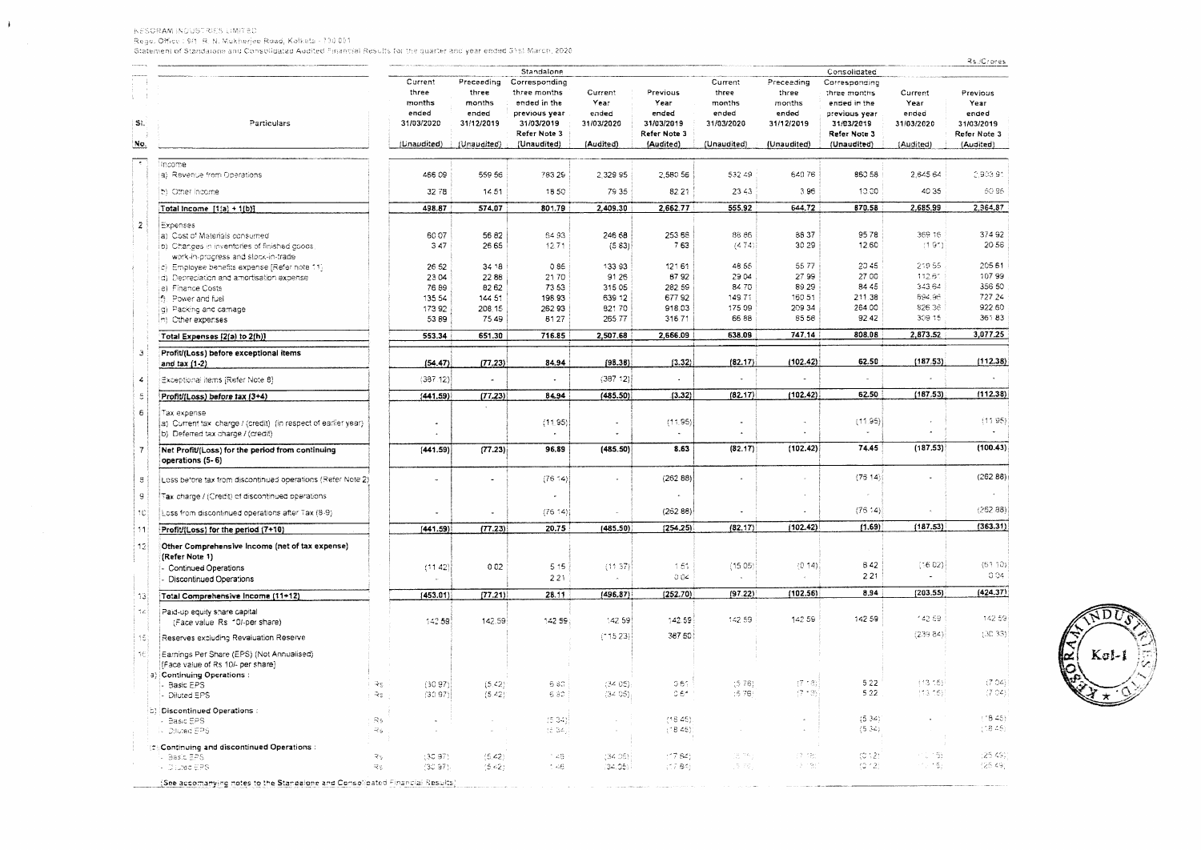KESORAM INDUSTRIES LIMITED
Regd. Office : 9/1, R. N. Mukherjee Road, Kolkata - 700 001
Statement of Standalone and Consolidated Audited Financial Results for the quarter and year ended 31st March, 2020

Rs./Crores

| Sl. No. | Particulars | | Standalone | | | | | Consolidated | | | | |
|---|---|---|---|---|---|---|---|---|---|---|---|---|
| | | | Current three months ended 31/03/2020 (Unaudited) | Preceeding three months ended 31/12/2019 (Unaudited) | Corresponding three months ended in the previous year 31/03/2019 Refer Note 3 (Unaudited) | Current Year ended 31/03/2020 (Audited) | Previous Year ended 31/03/2019 Refer Note 3 (Audited) | Current three months ended 31/03/2020 (Unaudited) | Preceeding three months ended 31/12/2019 (Unaudited) | Corresponding three months ended in the previous year 31/03/2019 Refer Note 3 (Unaudited) | Current Year ended 31/03/2020 (Audited) | Previous Year ended 31/03/2019 Refer Note 3 (Audited) |
| 1 | Income | | | | | | | | | | | |
| | a) Revenue from Operations | | 466.09 | 559.56 | 783.29 | 2,329.95 | 2,580.56 | 532.49 | 640.76 | 860.58 | 2,645.64 | 2,903.91 |
| | b) Other Income | | 32.78 | 14.51 | 18.50 | 79.35 | 82.21 | 23.43 | 3.96 | 10.00 | 40.35 | 60.96 |
| | **Total Income [1(a) + 1(b)]** | | **498.87** | **574.07** | **801.79** | **2,409.30** | **2,662.77** | **555.92** | **644.72** | **870.58** | **2,685.99** | **2,964.87** |
| 2 | Expenses | | | | | | | | | | | |
| | a) Cost of Materials consumed | | 60.07 | 56.82 | 64.93 | 246.68 | 253.66 | 88.86 | 86.37 | 95.78 | 369.16 | 374.92 |
| | b) Changes in inventories of finished goods, work-in-progress and stock-in-trade | | 3.47 | 26.65 | 12.71 | (5.83) | 7.63 | (4.74) | 30.29 | 12.60 | (1.91) | 20.56 |
| | c) Employee benefits expense [Refer note 11] | | 26.52 | 34.18 | 0.86 | 133.93 | 121.61 | 48.56 | 55.77 | 20.45 | 219.55 | 205.61 |
| | d) Depreciation and amortisation expense | | 23.04 | 22.88 | 21.70 | 91.26 | 87.92 | 29.04 | 27.99 | 27.00 | 112.61 | 107.99 |
| | e) Finance Costs | | 76.89 | 82.62 | 73.53 | 315.05 | 282.59 | 84.70 | 89.29 | 84.45 | 343.64 | 356.50 |
| | f) Power and fuel | | 135.54 | 144.51 | 198.93 | 639.12 | 677.92 | 149.71 | 160.51 | 211.38 | 694.96 | 727.24 |
| | g) Packing and carriage | | 173.92 | 208.15 | 262.93 | 821.70 | 918.03 | 175.09 | 209.34 | 264.00 | 826.36 | 922.60 |
| | h) Other expenses | | 53.89 | 75.49 | 81.27 | 265.77 | 316.71 | 66.88 | 85.58 | 92.42 | 309.15 | 361.83 |
| | **Total Expenses [2(a) to 2(h)]** | | **553.34** | **651.30** | **716.85** | **2,507.68** | **2,666.09** | **638.09** | **747.14** | **808.08** | **2,873.52** | **3,077.25** |
| 3 | **Profit/(Loss) before exceptional items and tax (1-2)** | | **(54.47)** | **(77.23)** | **84.94** | **(98.38)** | **(3.32)** | **(82.17)** | **(102.42)** | **62.50** | **(187.53)** | **(112.38)** |
| 4 | Exceptional items [Refer Note 8] | | (387.12) | - | - | (387.12) | - | - | - | - | - | - |
| 5 | **Profit/(Loss) before tax (3+4)** | | **(441.59)** | **(77.23)** | **84.94** | **(485.50)** | **(3.32)** | **(82.17)** | **(102.42)** | **62.50** | **(187.53)** | **(112.38)** |
| 6 | Tax expense | | | | | | | | | | | |
| | a) Current tax charge / (credit) (in respect of earlier year) | | - | | (11.95) | - | (11.95) | - | - | (11.95) | - | (11.95) |
| | b) Deferred tax charge / (credit) | | - | - | - | - | - | - | - | - | - | - |
| 7 | **Net Profit/(Loss) for the period from continuing operations (5-6)** | | **(441.59)** | **(77.23)** | **96.89** | **(485.50)** | **8.63** | **(82.17)** | **(102.42)** | **74.45** | **(187.53)** | **(100.43)** |
| 8 | Loss before tax from discontinued operations (Refer Note 2) | | - | - | (76.14) | - | (262.88) | - | - | (76.14) | - | (262.88) |
| 9 | Tax charge / (Credit) of discontinued operations | | | | - | | - | | | | | - |
| 10 | Loss from discontinued operations after Tax (8-9) | | - | - | (76.14) | - | (262.88) | - | - | (76.14) | - | (262.88) |
| 11 | **Profit/(Loss) for the period (7+10)** | | **(441.59)** | **(77.23)** | **20.75** | **(485.50)** | **(254.25)** | **(82.17)** | **(102.42)** | **(1.69)** | **(187.53)** | **(363.31)** |
| 12 | **Other Comprehensive Income (net of tax expense) (Refer Note 1)** | | | | | | | | | | | |
| | - Continued Operations | | (11.42) | 0.02 | 5.15 | (11.37) | 1.51 | (15.05) | (0.14) | 8.42 | (16.02) | (61.10) |
| | - Discontinued Operations | | - | | 2.21 | - | 0.04 | - | | 2.21 | - | 0.04 |
| 13 | **Total Comprehensive Income (11+12)** | | **(453.01)** | **(77.21)** | **28.11** | **(496.87)** | **(252.70)** | **(97.22)** | **(102.56)** | **8.94** | **(203.55)** | **(424.37)** |
| 14 | Paid-up equity share capital (Face value Rs. 10/-per share) | | 142.59 | 142.59 | 142.59 | 142.59 | 142.59 | 142.59 | 142.59 | 142.59 | 142.59 | 142.59 |
| 15 | Reserves excluding Revaluation Reserve | | | | | (115.23) | 387.60 | | | | (239.84) | (30.33) |
| 16 | Earnings Per Share (EPS) (Not Annualised) [Face value of Rs.10/- per share] | | | | | | | | | | | |
| | a) **Continuing Operations :** | | | | | | | | | | | |
| | - Basic EPS | Rs | (30.97) | (5.42) | 6.80 | (34.05) | 0.61 | (5.76) | (7.18) | 5.22 | (13.15) | (7.04) |
| | - Diluted EPS | Rs | (30.97) | (5.42) | 6.80 | (34.05) | 0.61 | (5.76) | (7.18) | 5.22 | (13.15) | (7.04) |
| | b) **Discontinued Operations :** | | | | | | | | | | | |
| | - Basic EPS | Rs | - | - | (5.34) | - | (18.45) | - | - | (5.34) | - | (18.45) |
| | - Diluted EPS | Rs | - | - | (5.34) | - | (18.45) | - | - | (5.34) | - | (18.45) |
| | c) **Continuing and discontinued Operations :** | | | | | | | | | | | |
| | - Basic EPS | Rs | (30.97) | (5.42) | 1.46 | (34.05) | (17.84) | (5.76) | (7.18) | (0.12) | (13.15) | (25.49) |
| | - Diluted EPS | Rs | (30.97) | (5.42) | 1.46 | (34.05) | (17.84) | (5.76) | (7.18) | (0.12) | (13.15) | (25.49) |

(See accompanying notes to the Standalone and Consolidated Financial Results)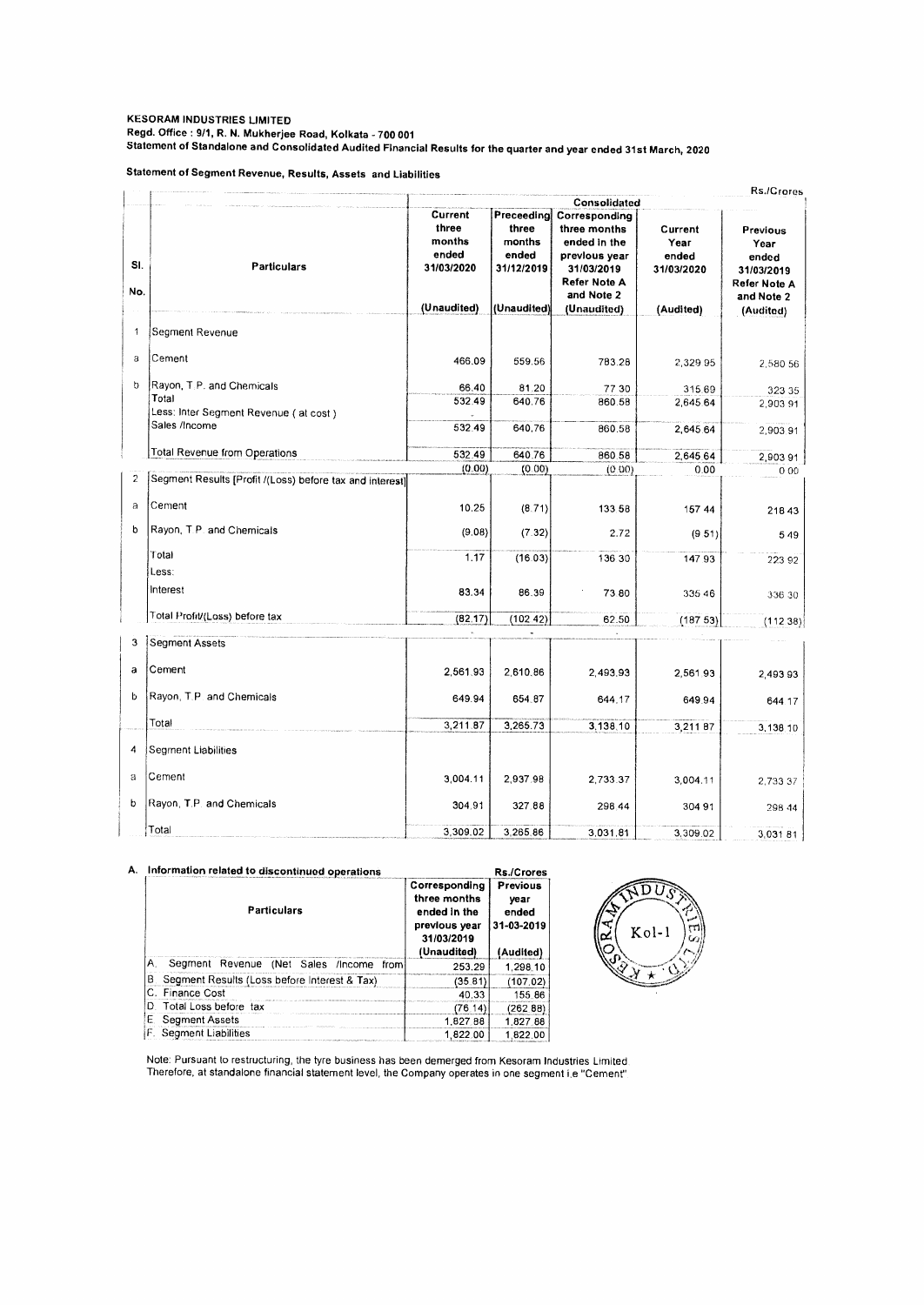**KESORAM INDUSTRIES LIMITED**

**Regd. Office : 9/1, R. N. Mukherjee Road, Kolkata - 700 001**

**Statement of Standalone and Consolidated Audited Financial Results for the quarter and year ended 31st March, 2020**

**Statement of Segment Revenue, Results, Assets and Liabilities**

Rs./Crores

| Sl. No. | Particulars | Consolidated | | | | |
|---|---|---|---|---|---|---|
| | | Current three months ended 31/03/2020 (Unaudited) | Preceeding three months ended 31/12/2019 (Unaudited) | Corresponding three months ended in the previous year 31/03/2019 Refer Note A and Note 2 (Unaudited) | Current Year ended 31/03/2020 (Audited) | Previous Year ended 31/03/2019 Refer Note A and Note 2 (Audited) |
| 1 | Segment Revenue | | | | | |
| a | Cement | 466.09 | 559.56 | 783.28 | 2,329.95 | 2,580.56 |
| b | Rayon, T.P. and Chemicals | 66.40 | 81.20 | 77.30 | 315.69 | 323.35 |
| | Total | 532.49 | 640.76 | 860.58 | 2,645.64 | 2,903.91 |
| | Less: Inter Segment Revenue ( at cost ) | - | | | | |
| | Sales /Income | 532.49 | 640.76 | 860.58 | 2,645.64 | 2,903.91 |
| | Total Revenue from Operations | 532.49 | 640.76 | 860.58 | 2,645.64 | 2,903.91 |
| | | (0.00) | (0.00) | (0.00) | 0.00 | 0.00 |
| 2 | Segment Results [Profit /(Loss) before tax and interest] | | | | | |
| a | Cement | 10.25 | (8.71) | 133.58 | 157.44 | 218.43 |
| b | Rayon, T.P. and Chemicals | (9.08) | (7.32) | 2.72 | (9.51) | 5.49 |
| | Total | 1.17 | (16.03) | 136.30 | 147.93 | 223.92 |
| | Less: | | | | | |
| | Interest | 83.34 | 86.39 | 73.80 | 335.46 | 336.30 |
| | Total Profit/(Loss) before tax | (82.17) | (102.42) | 62.50 | (187.53) | (112.38) |
| 3 | Segment Assets | | | | | |
| a | Cement | 2,561.93 | 2,610.86 | 2,493.93 | 2,561.93 | 2,493.93 |
| b | Rayon, T.P. and Chemicals | 649.94 | 654.87 | 644.17 | 649.94 | 644.17 |
| | Total | 3,211.87 | 3,265.73 | 3,138.10 | 3,211.87 | 3,138.10 |
| 4 | Segment Liabilities | | | | | |
| a | Cement | 3,004.11 | 2,937.98 | 2,733.37 | 3,004.11 | 2,733.37 |
| b | Rayon, T.P. and Chemicals | 304.91 | 327.88 | 298.44 | 304.91 | 298.44 |
| | Total | 3,309.02 | 3,265.86 | 3,031.81 | 3,309.02 | 3,031.81 |

**A. Information related to discontinued operations**

Rs./Crores

| Particulars | Corresponding three months ended in the previous year 31/03/2019 (Unaudited) | Previous year ended 31-03-2019 (Audited) |
|---|---|---|
| A. Segment Revenue (Net Sales /Income from) | 253.29 | 1,298.10 |
| B. Segment Results (Loss before Interest & Tax) | (35.81) | (107.02) |
| C. Finance Cost | 40.33 | 155.86 |
| D. Total Loss before tax | (76.14) | (262.88) |
| E. Segment Assets | 1,827.88 | 1,827.88 |
| F. Segment Liabilities | 1,822.00 | 1,822.00 |

Note: Pursuant to restructuring, the tyre business has been demerged from Kesoram Industries Limited. Therefore, at standalone financial statement level, the Company operates in one segment i.e "Cement"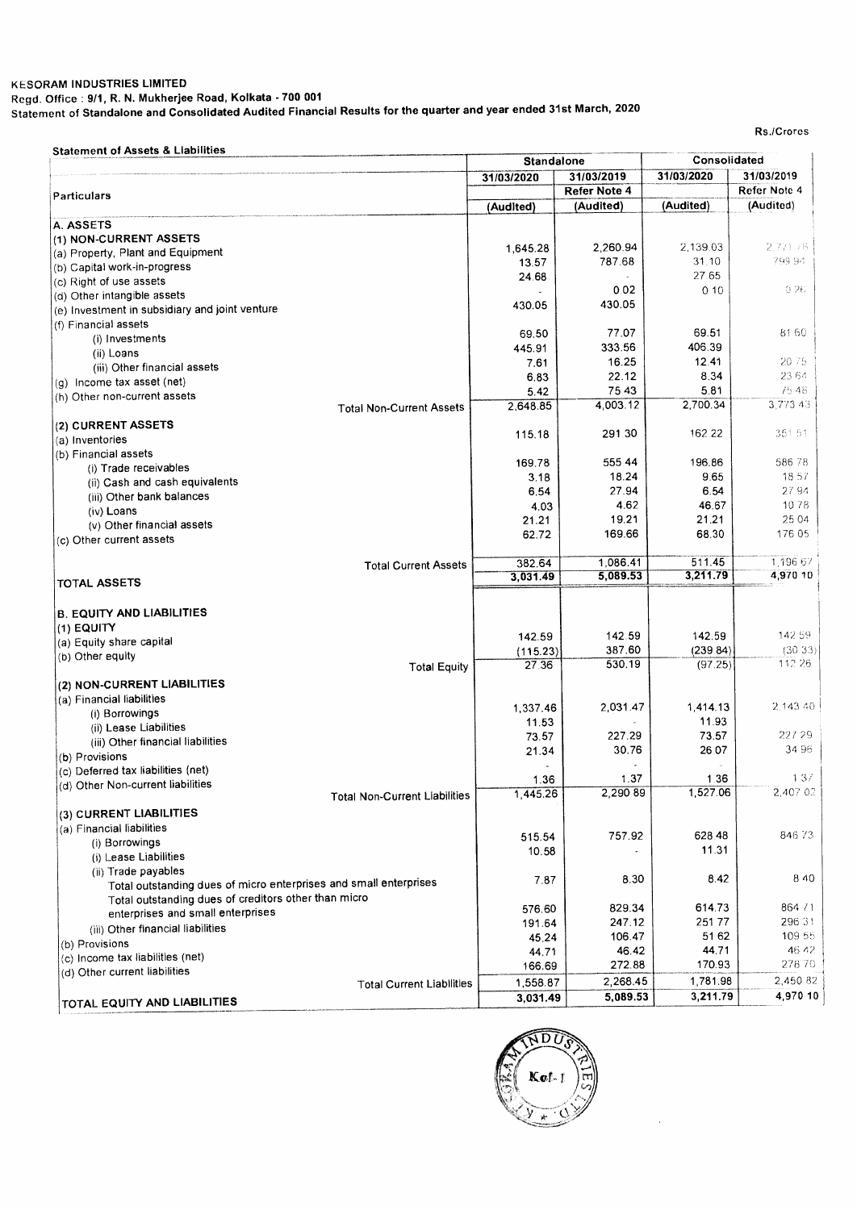KESORAM INDUSTRIES LIMITED

Regd. Office : 9/1, R. N. Mukherjee Road, Kolkata - 700 001

Statement of Standalone and Consolidated Audited Financial Results for the quarter and year ended 31st March, 2020

Rs./Crores

**Statement of Assets & Liabilities**

| Particulars | Standalone | | Consolidated | |
|---|---|---|---|---|
| | 31/03/2020 | 31/03/2019 | 31/03/2020 | 31/03/2019 |
| | | Refer Note 4 | | Refer Note 4 |
| | (Audited) | (Audited) | (Audited) | (Audited) |
| **A. ASSETS** | | | | |
| **(1) NON-CURRENT ASSETS** | | | | |
| (a) Property, Plant and Equipment | 1,645.28 | 2,260.94 | 2,139.03 | 2,771.76 |
| (b) Capital work-in-progress | 13.57 | 787.68 | 31.10 | 799.94 |
| (c) Right of use assets | 24.68 | - | 27.65 | |
| (d) Other intangible assets | - | 0.02 | 0.10 | 0.26 |
| (e) Investment in subsidiary and joint venture | 430.05 | 430.05 | | |
| (f) Financial assets | | | | |
| (i) Investments | 69.50 | 77.07 | 69.51 | 81.60 |
| (ii) Loans | 445.91 | 333.56 | 406.39 | |
| (iii) Other financial assets | 7.61 | 16.25 | 12.41 | 20.75 |
| (g) Income tax asset (net) | 6.83 | 22.12 | 8.34 | 23.64 |
| (h) Other non-current assets | 5.42 | 75.43 | 5.81 | 75.48 |
| Total Non-Current Assets | 2,648.85 | 4,003.12 | 2,700.34 | 3,773.43 |
| **(2) CURRENT ASSETS** | | | | |
| (a) Inventories | 115.18 | 291.30 | 162.22 | 351.51 |
| (b) Financial assets | | | | |
| (i) Trade receivables | 169.78 | 555.44 | 196.86 | 586.78 |
| (ii) Cash and cash equivalents | 3.18 | 18.24 | 9.65 | 18.57 |
| (iii) Other bank balances | 6.54 | 27.94 | 6.54 | 27.94 |
| (iv) Loans | 4.03 | 4.62 | 46.67 | 10.78 |
| (v) Other financial assets | 21.21 | 19.21 | 21.21 | 25.04 |
| (c) Other current assets | 62.72 | 169.66 | 68.30 | 176.05 |
| Total Current Assets | 382.64 | 1,086.41 | 511.45 | 1,196.67 |
| **TOTAL ASSETS** | 3,031.49 | 5,089.53 | 3,211.79 | 4,970.10 |
| **B. EQUITY AND LIABILITIES** | | | | |
| **(1) EQUITY** | | | | |
| (a) Equity share capital | 142.59 | 142.59 | 142.59 | 142.59 |
| (b) Other equity | (115.23) | 387.60 | (239.84) | (30.33) |
| Total Equity | 27.36 | 530.19 | (97.25) | 112.26 |
| **(2) NON-CURRENT LIABILITIES** | | | | |
| (a) Financial liabilities | | | | |
| (i) Borrowings | 1,337.46 | 2,031.47 | 1,414.13 | 2,143.40 |
| (ii) Lease Liabilities | 11.53 | - | 11.93 | |
| (iii) Other financial liabilities | 73.57 | 227.29 | 73.57 | 227.29 |
| (b) Provisions | 21.34 | 30.76 | 26.07 | 34.96 |
| (c) Deferred tax liabilities (net) | - | - | - | |
| (d) Other Non-current liabilities | 1.36 | 1.37 | 1.36 | 1.37 |
| Total Non-Current Liabilities | 1,445.26 | 2,290.89 | 1,527.06 | 2,407.02 |
| **(3) CURRENT LIABILITIES** | | | | |
| (a) Financial liabilities | | | | |
| (i) Borrowings | 515.54 | 757.92 | 628.48 | 846.73 |
| (i) Lease Liabilities | 10.58 | - | 11.31 | |
| (ii) Trade payables | | | | |
| Total outstanding dues of micro enterprises and small enterprises | 7.87 | 8.30 | 8.42 | 8.40 |
| Total outstanding dues of creditors other than micro enterprises and small enterprises | 576.60 | 829.34 | 614.73 | 864.71 |
| (iii) Other financial liabilities | 191.64 | 247.12 | 251.77 | 296.31 |
| (b) Provisions | 45.24 | 106.47 | 51.62 | 109.55 |
| (c) Income tax liabilities (net) | 44.71 | 46.42 | 44.71 | 46.42 |
| (d) Other current liabilities | 166.69 | 272.88 | 170.93 | 278.70 |
| Total Current Liabilities | 1,558.87 | 2,268.45 | 1,781.98 | 2,450.82 |
| **TOTAL EQUITY AND LIABILITIES** | 3,031.49 | 5,089.53 | 3,211.79 | 4,970.10 |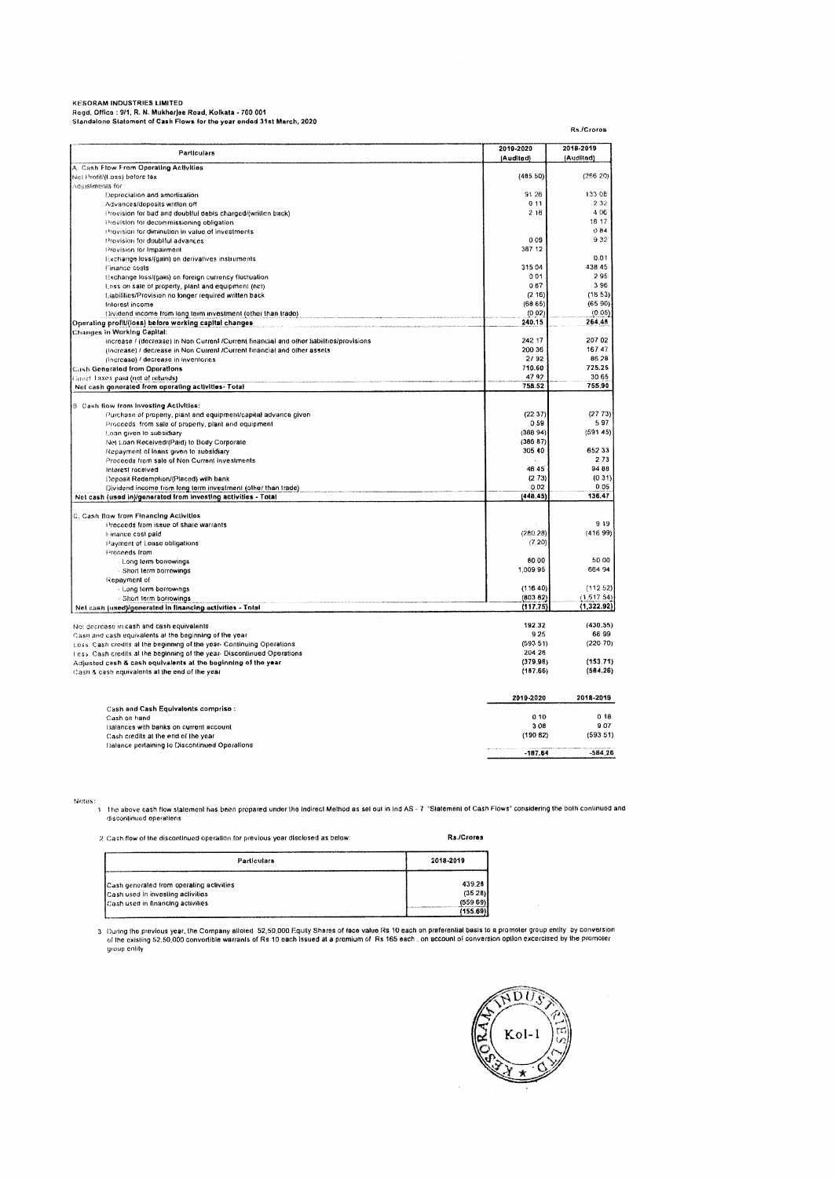**KESORAM INDUSTRIES LIMITED**
**Regd. Office : 9/1, R. N. Mukherjee Road, Kolkata - 700 001**
**Standalone Statement of Cash Flows for the year ended 31st March, 2020**

Rs./Crores

| Particulars | 2019-2020 (Audited) | 2018-2019 (Audited) |
|---|---|---|
| A. Cash Flow From Operating Activities | | |
| Net Profit/(Loss) before tax | (485.50) | (266.20) |
| Adjustments for: | | |
| Depreciation and amortisation | 91.26 | 133.08 |
| Advances/deposits written off | 0.11 | 2.32 |
| Provision for bad and doubtful debts charged/(written back) | 2.18 | 4.06 |
| Provision for decommissioning obligation | | 18.17 |
| Provision for diminution in value of investments | | 0.84 |
| Provision for doubtful advances | 0.09 | 9.32 |
| Provision for Impairment | 387.12 | |
| Exchange loss/(gain) on derivatives instruments | | 0.01 |
| Finance costs | 315.04 | 438.45 |
| Exchange loss/(gain) on foreign currency fluctuation | 0.01 | 2.95 |
| Loss on sale of property, plant and equipment (net) | 0.67 | 3.96 |
| Liabilities/Provision no longer required written back | (2.16) | (18.53) |
| Interest income | (68.65) | (65.90) |
| Dividend income from long term investment (other than trade) | (0.02) | (0.05) |
| **Operating profit/(loss) before working capital changes** | **240.15** | **264.48** |
| **Changes in Working Capital:** | | |
| Increase / (decrease) in Non Current /Current financial and other liabilities/provisions | 242.17 | 207.02 |
| (Increase) / decrease in Non Current /Current financial and other assets | 200.36 | 167.47 |
| (Increase) / decrease in inventories | 27.92 | 86.28 |
| **Cash Generated from Operations** | **710.60** | **725.25** |
| Direct Taxes paid (net of refunds) | 47.92 | 30.65 |
| **Net cash generated from operating activities- Total** | **758.52** | **755.90** |
| | | |
| B. Cash flow from Investing Activities: | | |
| Purchase of property, plant and equipment/capital advance given | (22.37) | (27.73) |
| Proceeds from sale of property, plant and equipment | 0.59 | 5.97 |
| Loan given to subsidiary | (388.94) | (591.45) |
| Net Loan Received/(Paid) to Body Corporate | (386.87) | |
| Repayment of loans given to subsidiary | 305.40 | 652.33 |
| Proceeds from sale of Non Current Investments | | 2.73 |
| Interest received | 46.45 | 94.88 |
| Deposit Redemption/(Placed) with bank | (2.73) | (0.31) |
| Dividend income from long term investment (other than trade) | 0.02 | 0.05 |
| **Net cash (used in)/generated from investing activities - Total** | **(448.45)** | **136.47** |
| | | |
| C. Cash flow from Financing Activities | | |
| Proceeds from issue of share warrants | | 9.19 |
| Finance cost paid | (280.28) | (416.99) |
| Payment of Lease obligations | (7.20) | |
| Proceeds from | | |
| - Long term borrowings | 80.00 | 50.00 |
| - Short term borrowings | 1,009.95 | 664.94 |
| Repayment of | | |
| - Long term borrowings | (116.40) | (112.52) |
| - Short term borrowings | (803.82) | (1,517.54) |
| **Net cash (used)/generated in financing activities - Total** | **(117.75)** | **(1,322.92)** |
| | | |
| Net decrease in cash and cash equivalents | 192.32 | (430.55) |
| Cash and cash equivalents at the beginning of the year | 9.25 | 66.99 |
| Less: Cash credits at the beginning of the year- Continuing Operations | (593.51) | (220.70) |
| Less: Cash credits at the beginning of the year- Discontinued Operations | 204.28 | |
| Adjusted cash & cash equivalents at the beginning of the year | (379.98) | (153.71) |
| Cash & cash equivalents at the end of the year | (187.66) | (584.26) |

| | 2019-2020 | 2018-2019 |
|---|---|---|
| Cash and Cash Equivalents comprise : | | |
| Cash on hand | 0.10 | 0.18 |
| Balances with banks on current account | 3.08 | 9.07 |
| Cash credits at the end of the year | (190.82) | (593.51) |
| Balance pertaining to Discontinued Operations | | |
| | -187.64 | -584.26 |

Notes:

1. The above cash flow statement has been prepared under the Indirect Method as set out in Ind AS - 7 "Statement of Cash Flows" considering the both continued and discontinued operations

2. Cash flow of the discontinued operation for previous year disclosed as below: Rs./Crores

| Particulars | 2018-2019 |
|---|---|
| Cash generated from operating activities | 439.28 |
| Cash used in investing activities | (35.28) |
| Cash used in financing activities | (559.69) |
| | (155.69) |

3. During the previous year, the Company alloted 52,50,000 Equity Shares of face value Rs 10 each on preferential basis to a promoter group entity by conversion of the existing 52,50,000 convertible warrants of Rs 10 each issued at a premium of Rs 165 each , on account of conversion option excercised by the promoter group entity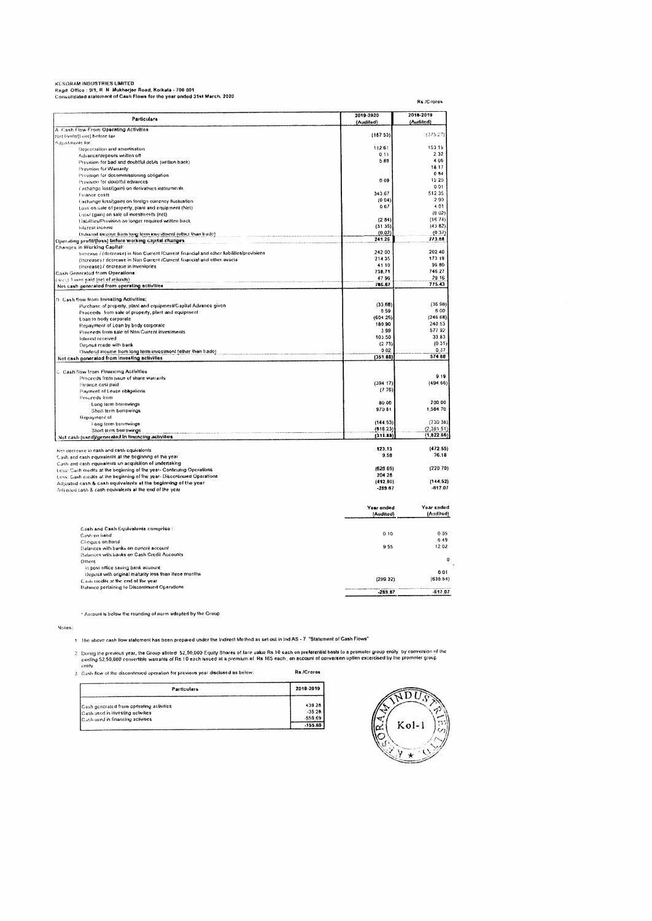KESORAM INDUSTRIES LIMITED
Regd. Office : 9/1, R. N. Mukherjee Road, Kolkata - 700 001
Consolidated statement of Cash Flows for the year ended 31st March, 2020

Rs./Crores

| Particulars | 2019-2020 (Audited) | 2018-2019 (Audited) |
|---|---|---|
| **A. Cash Flow From Operating Activities** | | |
| Net Profit/(Loss) before tax | (187.53) | (375.27) |
| Adjustments for: | | |
| Depreciation and amortisation | 112.61 | 153.15 |
| Advance/deposits written off | 0.11 | 2.32 |
| Provision for bad and doubtful debts (written back) | 5.89 | 4.06 |
| Provision for Warranty | | 18.17 |
| Provision for decommissioning obligation | | 0.84 |
| Provision for doubtful advances | 0.09 | 12.20 |
| Exchange loss/(gain) on derivatives instruments | | 0.01 |
| Finance costs | 343.67 | 512.35 |
| Exchange loss/(gain) on foreign currency fluctuation | (0.04) | 2.09 |
| Loss on sale of property, plant and equipment (Net) | 0.67 | 4.01 |
| Loss/ (gain) on sale of investments (net) | | (0.02) |
| Liabilities/Provision no longer required written back | (2.84) | (16.74) |
| Interest income | (31.35) | (43.82) |
| Dividend income from long term investment (other than trade) | (0.02) | (0.37) |
| **Operating profit/(loss) before working capital changes** | **241.26** | **273.88** |
| Changes in Working Capital: | | |
| Increase / (decrease) in Non Current /Current financial and other liabilities/provisions | 242.00 | 202.40 |
| (Increase) / decrease in Non Current /Current financial and other assets | 214.35 | 173.19 |
| (Increase) / decrease in inventories | 41.10 | 96.80 |
| **Cash Generated from Operations** | **738.71** | **746.27** |
| Direct Taxes paid (net of refunds) | 47.96 | 29.16 |
| **Net cash generated from operating activities** | **786.67** | **775.43** |
| | | |
| **B. Cash flow from Investing Activities:** | | |
| Purchase of property, plant and equipment/Capital Advance given | (33.68) | (36.98) |
| Proceeds from sale of property, plant and equipment | 0.59 | 6.00 |
| Loan to body corporate | (604.25) | (246.68) |
| Repayment of Loan by body corporate | 180.90 | 240.53 |
| Proceeds from sale of Non Current investments | 3.99 | 577.92 |
| Interest received | 103.50 | 33.83 |
| Deposit made with bank | (2.73) | (0.31) |
| Dividend income from long term investment (other than trade) | 0.02 | 0.37 |
| **Net cash generated from investing activities** | **(351.66)** | **574.68** |
| | | |
| **C. Cash flow from Financing Activities** | | |
| Proceeds from issue of share warrants | | 9.19 |
| Finance cost paid | (394.17) | (494.66) |
| Payment of Lease obligations | (7.76) | |
| Proceeds from | | |
| Long term borrowings | 80.00 | 200.00 |
| Short term borrowings | 970.81 | 1,584.70 |
| Repayment of | | |
| Long term borrowings | (144.53) | (730.38) |
| Short term borrowings | (816.23) | (2,391.51) |
| **Net cash (used)/generated in financing activities** | **(311.88)** | **(1,822.66)** |
| | | |
| Net decrease in cash and cash equivalents | 123.13 | (472.55) |
| Cash and cash equivalents at the beginning of the year | 9.58 | 76.18 |
| Cash and cash equivalents on acquisition of undertaking | | |
| Less: Cash credits at the beginning of the year- Continuing Operations | (626.65) | (220.70) |
| Less: Cash credits at the beginning of the year- Discontinued Operations | 204.28 | |
| Adjusted cash & cash equivalents at the beginning of the year | (412.80) | (144.52) |
| Adjusted cash & cash equivalents at the end of the year | -289.67 | -617.07 |

| | Year ended (Audited) | Year ended (Audited) |
|---|---|---|
| **Cash and Cash Equivalents comprise :** | | |
| Cash on hand | 0.10 | 0.05 |
| Cheques on hand | | 6.49 |
| Balances with banks on current account | 9.55 | 12.02 |
| Balances with banks on Cash Credit Accounts | | |
| Others | | 0 |
| In post office saving bank account | | |
| Deposit with original maturity less than three months | | 0.01 |
| Cash credits at the end of the year | (299.32) | (635.64) |
| Balance pertaining to Discontinued Operations | | |
| | **-289.67** | **-617.07** |

* Amount is below the rounding of norm adopted by the Group

Notes:

1. The above cash flow statement has been prepared under the Indirect Method as set out in Ind AS - 7 "Statement of Cash Flows"

2. During the previous year, the Group allotted 52,50,000 Equity Shares of face value Rs.10 each on preferential basis to a promoter group entity by conversion of the existing 52,50,000 convertible warrants of Rs.10 each issued at a premium of Rs.165 each, on account of conversion option excercised by the promoter group entity.

3. Cash flow of the discontinued operation for previous year disclosed as below: Rs./Crores

| Particulars | 2018-2019 |
|---|---|
| Cash generated from operating activities | 439.28 |
| Cash used in investing activities | -35.28 |
| Cash used in financing activities | -559.69 |
| | -155.69 |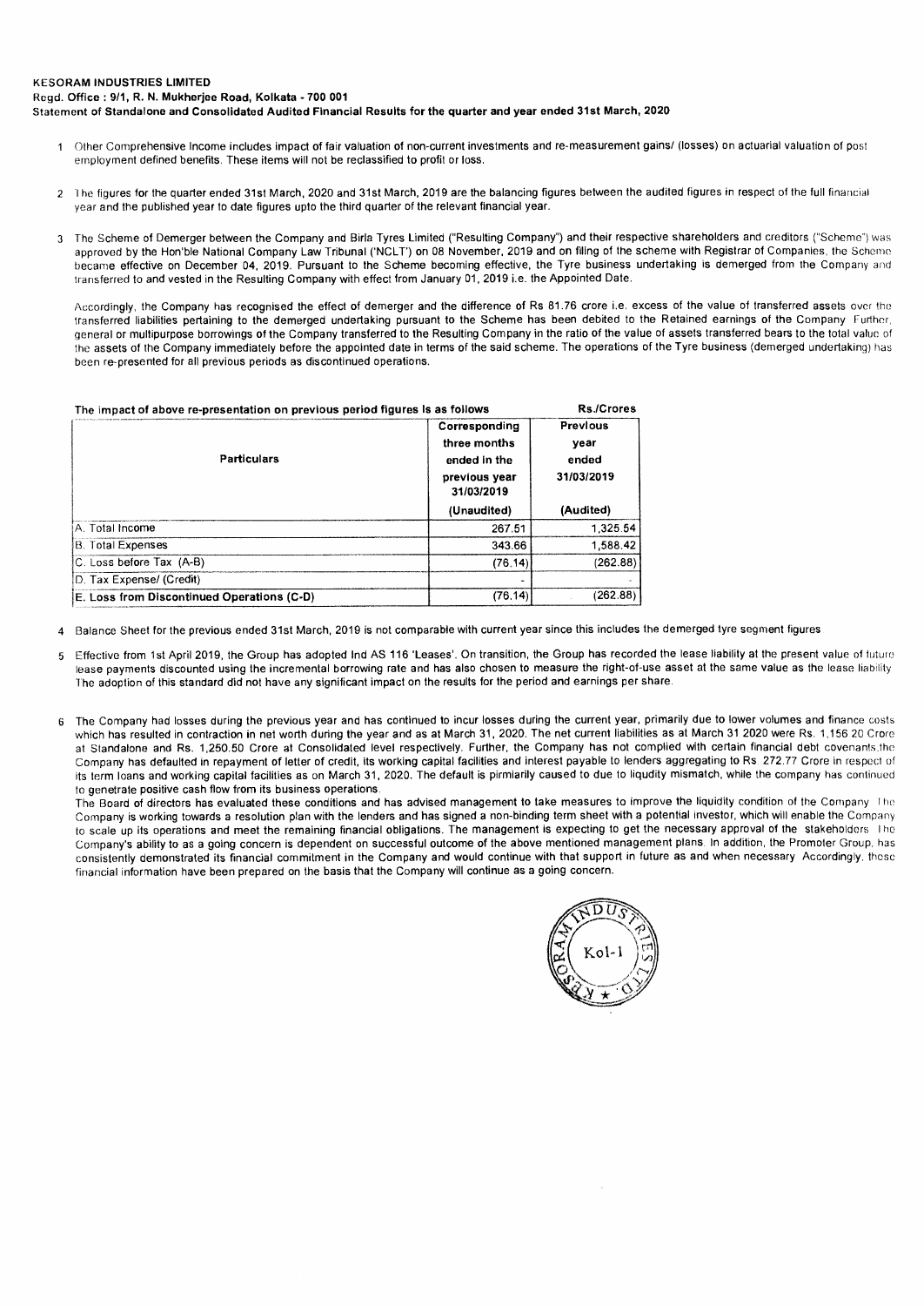**KESORAM INDUSTRIES LIMITED**
**Regd. Office : 9/1, R. N. Mukherjee Road, Kolkata - 700 001**
**Statement of Standalone and Consolidated Audited Financial Results for the quarter and year ended 31st March, 2020**

1. Other Comprehensive Income includes impact of fair valuation of non-current investments and re-measurement gains/ (losses) on actuarial valuation of post employment defined benefits. These items will not be reclassified to profit or loss.

2. The figures for the quarter ended 31st March, 2020 and 31st March, 2019 are the balancing figures between the audited figures in respect of the full financial year and the published year to date figures upto the third quarter of the relevant financial year.

3. The Scheme of Demerger between the Company and Birla Tyres Limited ("Resulting Company") and their respective shareholders and creditors ("Scheme") was approved by the Hon'ble National Company Law Tribunal ('NCLT') on 08 November, 2019 and on filing of the scheme with Registrar of Companies, the Scheme became effective on December 04, 2019. Pursuant to the Scheme becoming effective, the Tyre business undertaking is demerged from the Company and transferred to and vested in the Resulting Company with effect from January 01, 2019 i.e. the Appointed Date.

   Accordingly, the Company has recognised the effect of demerger and the difference of Rs 81.76 crore i.e. excess of the value of transferred assets over the transferred liabilities pertaining to the demerged undertaking pursuant to the Scheme has been debited to the Retained earnings of the Company. Further, general or multipurpose borrowings of the Company transferred to the Resulting Company in the ratio of the value of assets transferred bears to the total value of the assets of the Company immediately before the appointed date in terms of the said scheme. The operations of the Tyre business (demerged undertaking) has been re-presented for all previous periods as discontinued operations.

**The impact of above re-presentation on previous period figures is as follows** — **Rs./Crores**

| Particulars | Corresponding three months ended in the previous year 31/03/2019 (Unaudited) | Previous year ended 31/03/2019 (Audited) |
|---|---|---|
| A. Total Income | 267.51 | 1,325.54 |
| B. Total Expenses | 343.66 | 1,588.42 |
| C. Loss before Tax (A-B) | (76.14) | (262.88) |
| D. Tax Expense/ (Credit) | - | - |
| **E. Loss from Discontinued Operations (C-D)** | (76.14) | (262.88) |

4. Balance Sheet for the previous ended 31st March, 2019 is not comparable with current year since this includes the demerged tyre segment figures

5. Effective from 1st April 2019, the Group has adopted Ind AS 116 'Leases'. On transition, the Group has recorded the lease liability at the present value of future lease payments discounted using the incremental borrowing rate and has also chosen to measure the right-of-use asset at the same value as the lease liability. The adoption of this standard did not have any significant impact on the results for the period and earnings per share.

6. The Company had losses during the previous year and has continued to incur losses during the current year, primarily due to lower volumes and finance costs which has resulted in contraction in net worth during the year and as at March 31, 2020. The net current liabilities as at March 31 2020 were Rs. 1,156.20 Crore at Standalone and Rs. 1,250.50 Crore at Consolidated level respectively. Further, the Company has not complied with certain financial debt covenants,the Company has defaulted in repayment of letter of credit, its working capital facilities and interest payable to lenders aggregating to Rs. 272.77 Crore in respect of its term loans and working capital facilities as on March 31, 2020. The default is pirmiarily caused to due to liqudity mismatch, while the company has continued to genetrate positive cash flow from its business operations.
   The Board of directors has evaluated these conditions and has advised management to take measures to improve the liquidity condition of the Company. The Company is working towards a resolution plan with the lenders and has signed a non-binding term sheet with a potential investor, which will enable the Company to scale up its operations and meet the remaining financial obligations. The management is expecting to get the necessary approval of the stakeholders. The Company's ability to as a going concern is dependent on successful outcome of the above mentioned management plans. In addition, the Promoter Group, has consistently demonstrated its financial commitment in the Company and would continue with that support in future as and when necessary. Accordingly, these financial information have been prepared on the basis that the Company will continue as a going concern.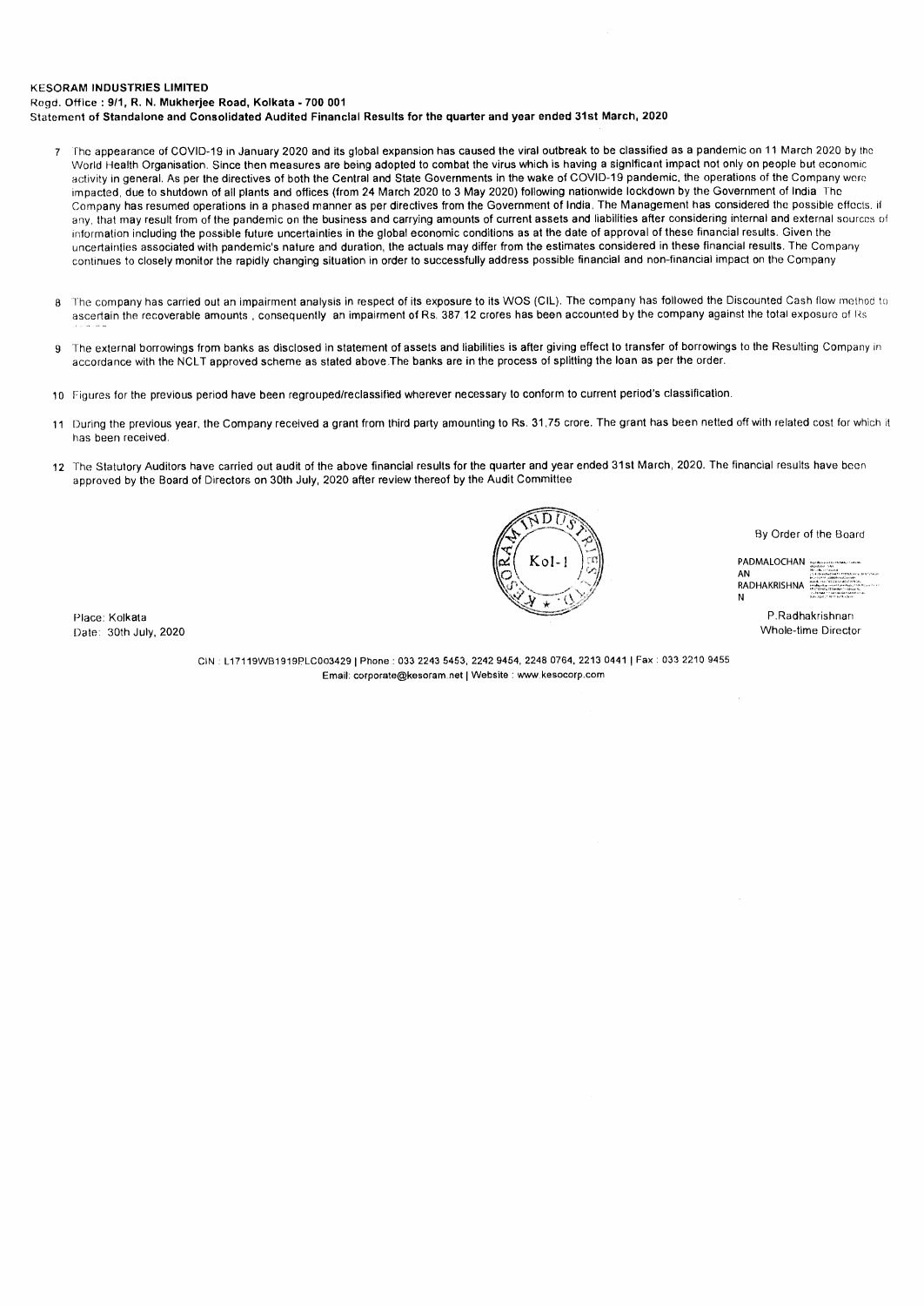**KESORAM INDUSTRIES LIMITED**
**Regd. Office : 9/1, R. N. Mukherjee Road, Kolkata - 700 001**
**Statement of Standalone and Consolidated Audited Financial Results for the quarter and year ended 31st March, 2020**

7. The appearance of COVID-19 in January 2020 and its global expansion has caused the viral outbreak to be classified as a pandemic on 11 March 2020 by the World Health Organisation. Since then measures are being adopted to combat the virus which is having a significant impact not only on people but economic activity in general. As per the directives of both the Central and State Governments in the wake of COVID-19 pandemic, the operations of the Company were impacted, due to shutdown of all plants and offices (from 24 March 2020 to 3 May 2020) following nationwide lockdown by the Government of India. The Company has resumed operations in a phased manner as per directives from the Government of India. The Management has considered the possible effects, if any, that may result from of the pandemic on the business and carrying amounts of current assets and liabilities after considering internal and external sources of information including the possible future uncertainties in the global economic conditions as at the date of approval of these financial results. Given the uncertainties associated with pandemic's nature and duration, the actuals may differ from the estimates considered in these financial results. The Company continues to closely monitor the rapidly changing situation in order to successfully address possible financial and non-financial impact on the Company

8. The company has carried out an impairment analysis in respect of its exposure to its WOS (CIL). The company has followed the Discounted Cash flow method to ascertain the recoverable amounts , consequently an impairment of Rs. 387.12 crores has been accounted by the company against the total exposure of Rs

9. The external borrowings from banks as disclosed in statement of assets and liabilities is after giving effect to transfer of borrowings to the Resulting Company in accordance with the NCLT approved scheme as stated above.The banks are in the process of splitting the loan as per the order.

10. Figures for the previous period have been regrouped/reclassified wherever necessary to conform to current period's classification.

11. During the previous year, the Company received a grant from third party amounting to Rs. 31.75 crore. The grant has been netted off with related cost for which it has been received.

12. The Statutory Auditors have carried out audit of the above financial results for the quarter and year ended 31st March, 2020. The financial results have been approved by the Board of Directors on 30th July, 2020 after review thereof by the Audit Committee

By Order of the Board

PADMALOCHAN RADHAKRISHNAN

P.Radhakrishnan
Whole-time Director

Place: Kolkata
Date: 30th July, 2020

CIN : L17119WB1919PLC003429 | Phone : 033 2243 5453, 2242 9454, 2248 0764, 2213 0441 | Fax : 033 2210 9455
Email: corporate@kesoram.net | Website : www.kesocorp.com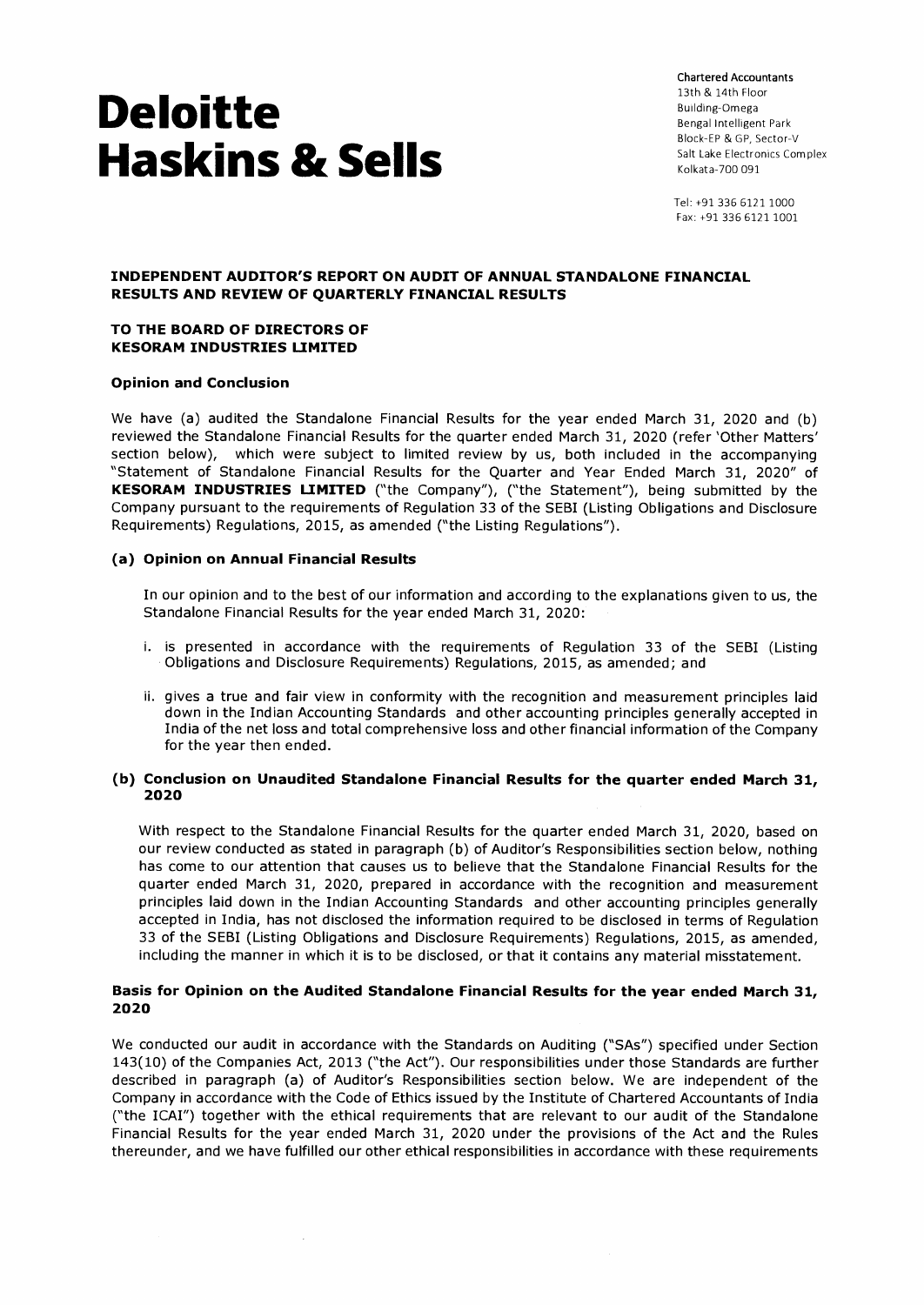# Deloitte Haskins & Sells

Chartered Accountants
13th & 14th Floor
Building-Omega
Bengal Intelligent Park
Block-EP & GP, Sector-V
Salt Lake Electronics Complex
Kolkata-700 091

Tel: +91 336 6121 1000
Fax: +91 336 6121 1001

**INDEPENDENT AUDITOR'S REPORT ON AUDIT OF ANNUAL STANDALONE FINANCIAL RESULTS AND REVIEW OF QUARTERLY FINANCIAL RESULTS**

**TO THE BOARD OF DIRECTORS OF KESORAM INDUSTRIES LIMITED**

### Opinion and Conclusion

We have (a) audited the Standalone Financial Results for the year ended March 31, 2020 and (b) reviewed the Standalone Financial Results for the quarter ended March 31, 2020 (refer 'Other Matters' section below), which were subject to limited review by us, both included in the accompanying "Statement of Standalone Financial Results for the Quarter and Year Ended March 31, 2020" of **KESORAM INDUSTRIES LIMITED** ("the Company"), ("the Statement"), being submitted by the Company pursuant to the requirements of Regulation 33 of the SEBI (Listing Obligations and Disclosure Requirements) Regulations, 2015, as amended ("the Listing Regulations").

### (a) Opinion on Annual Financial Results

In our opinion and to the best of our information and according to the explanations given to us, the Standalone Financial Results for the year ended March 31, 2020:

i. is presented in accordance with the requirements of Regulation 33 of the SEBI (Listing Obligations and Disclosure Requirements) Regulations, 2015, as amended; and

ii. gives a true and fair view in conformity with the recognition and measurement principles laid down in the Indian Accounting Standards and other accounting principles generally accepted in India of the net loss and total comprehensive loss and other financial information of the Company for the year then ended.

### (b) Conclusion on Unaudited Standalone Financial Results for the quarter ended March 31, 2020

With respect to the Standalone Financial Results for the quarter ended March 31, 2020, based on our review conducted as stated in paragraph (b) of Auditor's Responsibilities section below, nothing has come to our attention that causes us to believe that the Standalone Financial Results for the quarter ended March 31, 2020, prepared in accordance with the recognition and measurement principles laid down in the Indian Accounting Standards and other accounting principles generally accepted in India, has not disclosed the information required to be disclosed in terms of Regulation 33 of the SEBI (Listing Obligations and Disclosure Requirements) Regulations, 2015, as amended, including the manner in which it is to be disclosed, or that it contains any material misstatement.

### Basis for Opinion on the Audited Standalone Financial Results for the year ended March 31, 2020

We conducted our audit in accordance with the Standards on Auditing ("SAs") specified under Section 143(10) of the Companies Act, 2013 ("the Act"). Our responsibilities under those Standards are further described in paragraph (a) of Auditor's Responsibilities section below. We are independent of the Company in accordance with the Code of Ethics issued by the Institute of Chartered Accountants of India ("the ICAI") together with the ethical requirements that are relevant to our audit of the Standalone Financial Results for the year ended March 31, 2020 under the provisions of the Act and the Rules thereunder, and we have fulfilled our other ethical responsibilities in accordance with these requirements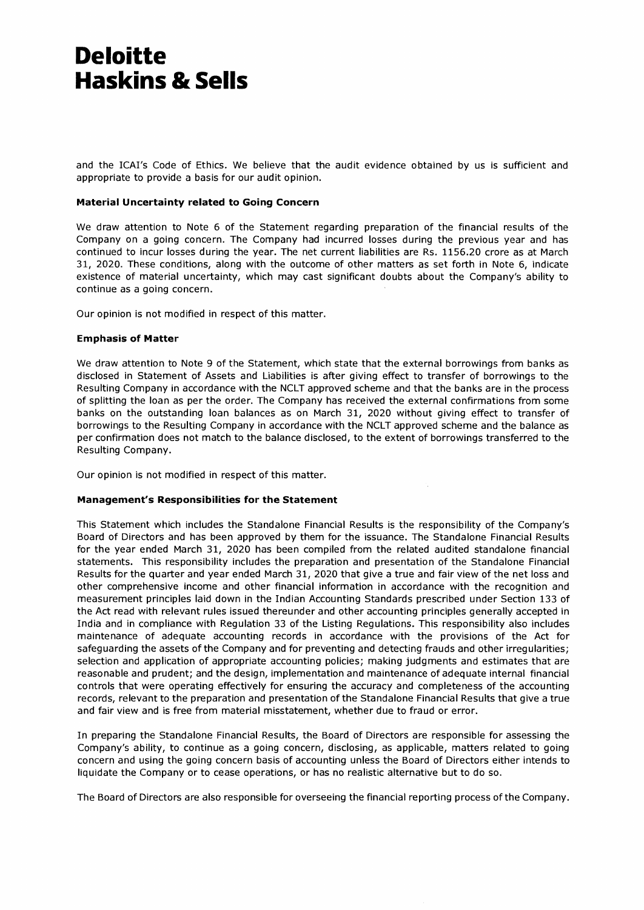# Deloitte Haskins & Sells

and the ICAI's Code of Ethics. We believe that the audit evidence obtained by us is sufficient and appropriate to provide a basis for our audit opinion.

### Material Uncertainty related to Going Concern

We draw attention to Note 6 of the Statement regarding preparation of the financial results of the Company on a going concern. The Company had incurred losses during the previous year and has continued to incur losses during the year. The net current liabilities are Rs. 1156.20 crore as at March 31, 2020. These conditions, along with the outcome of other matters as set forth in Note 6, indicate existence of material uncertainty, which may cast significant doubts about the Company's ability to continue as a going concern.

Our opinion is not modified in respect of this matter.

### Emphasis of Matter

We draw attention to Note 9 of the Statement, which state that the external borrowings from banks as disclosed in Statement of Assets and Liabilities is after giving effect to transfer of borrowings to the Resulting Company in accordance with the NCLT approved scheme and that the banks are in the process of splitting the loan as per the order. The Company has received the external confirmations from some banks on the outstanding loan balances as on March 31, 2020 without giving effect to transfer of borrowings to the Resulting Company in accordance with the NCLT approved scheme and the balance as per confirmation does not match to the balance disclosed, to the extent of borrowings transferred to the Resulting Company.

Our opinion is not modified in respect of this matter.

### Management's Responsibilities for the Statement

This Statement which includes the Standalone Financial Results is the responsibility of the Company's Board of Directors and has been approved by them for the issuance. The Standalone Financial Results for the year ended March 31, 2020 has been compiled from the related audited standalone financial statements. This responsibility includes the preparation and presentation of the Standalone Financial Results for the quarter and year ended March 31, 2020 that give a true and fair view of the net loss and other comprehensive income and other financial information in accordance with the recognition and measurement principles laid down in the Indian Accounting Standards prescribed under Section 133 of the Act read with relevant rules issued thereunder and other accounting principles generally accepted in India and in compliance with Regulation 33 of the Listing Regulations. This responsibility also includes maintenance of adequate accounting records in accordance with the provisions of the Act for safeguarding the assets of the Company and for preventing and detecting frauds and other irregularities; selection and application of appropriate accounting policies; making judgments and estimates that are reasonable and prudent; and the design, implementation and maintenance of adequate internal financial controls that were operating effectively for ensuring the accuracy and completeness of the accounting records, relevant to the preparation and presentation of the Standalone Financial Results that give a true and fair view and is free from material misstatement, whether due to fraud or error.

In preparing the Standalone Financial Results, the Board of Directors are responsible for assessing the Company's ability, to continue as a going concern, disclosing, as applicable, matters related to going concern and using the going concern basis of accounting unless the Board of Directors either intends to liquidate the Company or to cease operations, or has no realistic alternative but to do so.

The Board of Directors are also responsible for overseeing the financial reporting process of the Company.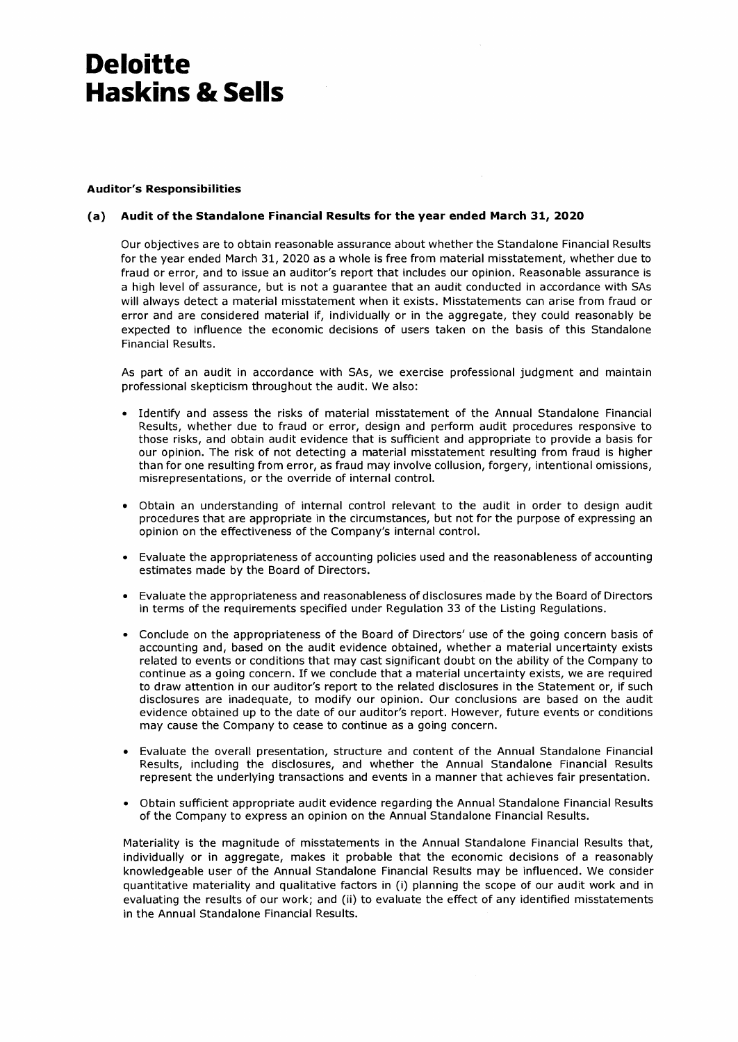# Deloitte Haskins & Sells

**Auditor's Responsibilities**

**(a) Audit of the Standalone Financial Results for the year ended March 31, 2020**

Our objectives are to obtain reasonable assurance about whether the Standalone Financial Results for the year ended March 31, 2020 as a whole is free from material misstatement, whether due to fraud or error, and to issue an auditor's report that includes our opinion. Reasonable assurance is a high level of assurance, but is not a guarantee that an audit conducted in accordance with SAs will always detect a material misstatement when it exists. Misstatements can arise from fraud or error and are considered material if, individually or in the aggregate, they could reasonably be expected to influence the economic decisions of users taken on the basis of this Standalone Financial Results.

As part of an audit in accordance with SAs, we exercise professional judgment and maintain professional skepticism throughout the audit. We also:

- Identify and assess the risks of material misstatement of the Annual Standalone Financial Results, whether due to fraud or error, design and perform audit procedures responsive to those risks, and obtain audit evidence that is sufficient and appropriate to provide a basis for our opinion. The risk of not detecting a material misstatement resulting from fraud is higher than for one resulting from error, as fraud may involve collusion, forgery, intentional omissions, misrepresentations, or the override of internal control.
- Obtain an understanding of internal control relevant to the audit in order to design audit procedures that are appropriate in the circumstances, but not for the purpose of expressing an opinion on the effectiveness of the Company's internal control.
- Evaluate the appropriateness of accounting policies used and the reasonableness of accounting estimates made by the Board of Directors.
- Evaluate the appropriateness and reasonableness of disclosures made by the Board of Directors in terms of the requirements specified under Regulation 33 of the Listing Regulations.
- Conclude on the appropriateness of the Board of Directors' use of the going concern basis of accounting and, based on the audit evidence obtained, whether a material uncertainty exists related to events or conditions that may cast significant doubt on the ability of the Company to continue as a going concern. If we conclude that a material uncertainty exists, we are required to draw attention in our auditor's report to the related disclosures in the Statement or, if such disclosures are inadequate, to modify our opinion. Our conclusions are based on the audit evidence obtained up to the date of our auditor's report. However, future events or conditions may cause the Company to cease to continue as a going concern.
- Evaluate the overall presentation, structure and content of the Annual Standalone Financial Results, including the disclosures, and whether the Annual Standalone Financial Results represent the underlying transactions and events in a manner that achieves fair presentation.
- Obtain sufficient appropriate audit evidence regarding the Annual Standalone Financial Results of the Company to express an opinion on the Annual Standalone Financial Results.

Materiality is the magnitude of misstatements in the Annual Standalone Financial Results that, individually or in aggregate, makes it probable that the economic decisions of a reasonably knowledgeable user of the Annual Standalone Financial Results may be influenced. We consider quantitative materiality and qualitative factors in (i) planning the scope of our audit work and in evaluating the results of our work; and (ii) to evaluate the effect of any identified misstatements in the Annual Standalone Financial Results.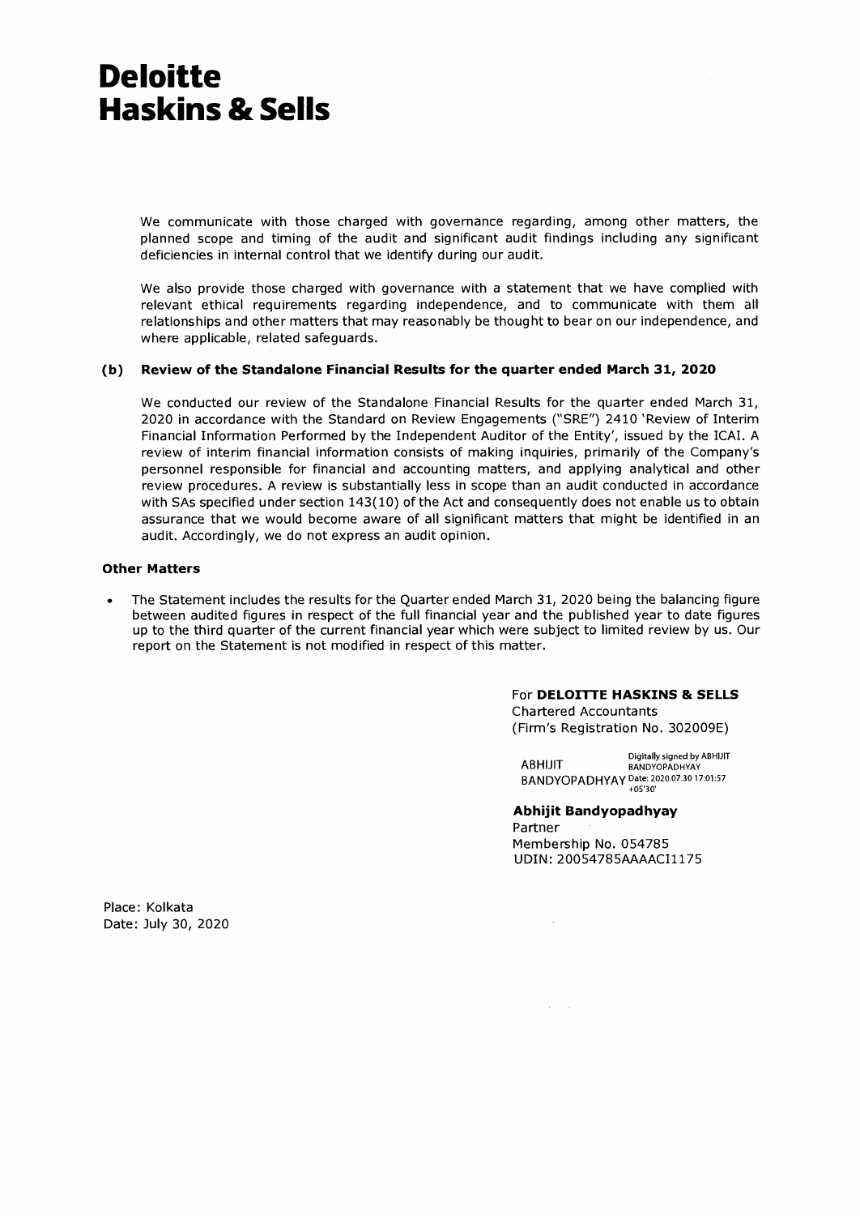# Deloitte Haskins & Sells

We communicate with those charged with governance regarding, among other matters, the planned scope and timing of the audit and significant audit findings including any significant deficiencies in internal control that we identify during our audit.

We also provide those charged with governance with a statement that we have complied with relevant ethical requirements regarding independence, and to communicate with them all relationships and other matters that may reasonably be thought to bear on our independence, and where applicable, related safeguards.

### (b) Review of the Standalone Financial Results for the quarter ended March 31, 2020

We conducted our review of the Standalone Financial Results for the quarter ended March 31, 2020 in accordance with the Standard on Review Engagements ("SRE") 2410 'Review of Interim Financial Information Performed by the Independent Auditor of the Entity', issued by the ICAI. A review of interim financial information consists of making inquiries, primarily of the Company's personnel responsible for financial and accounting matters, and applying analytical and other review procedures. A review is substantially less in scope than an audit conducted in accordance with SAs specified under section 143(10) of the Act and consequently does not enable us to obtain assurance that we would become aware of all significant matters that might be identified in an audit. Accordingly, we do not express an audit opinion.

### Other Matters

- The Statement includes the results for the Quarter ended March 31, 2020 being the balancing figure between audited figures in respect of the full financial year and the published year to date figures up to the third quarter of the current financial year which were subject to limited review by us. Our report on the Statement is not modified in respect of this matter.

For **DELOITTE HASKINS & SELLS**
Chartered Accountants
(Firm's Registration No. 302009E)

ABHIJIT BANDYOPADHYAY — Digitally signed by ABHIJIT BANDYOPADHYAY Date: 2020.07.30 17:01:57 +05'30'

**Abhijit Bandyopadhyay**
Partner
Membership No. 054785
UDIN: 20054785AAAACI1175

Place: Kolkata
Date: July 30, 2020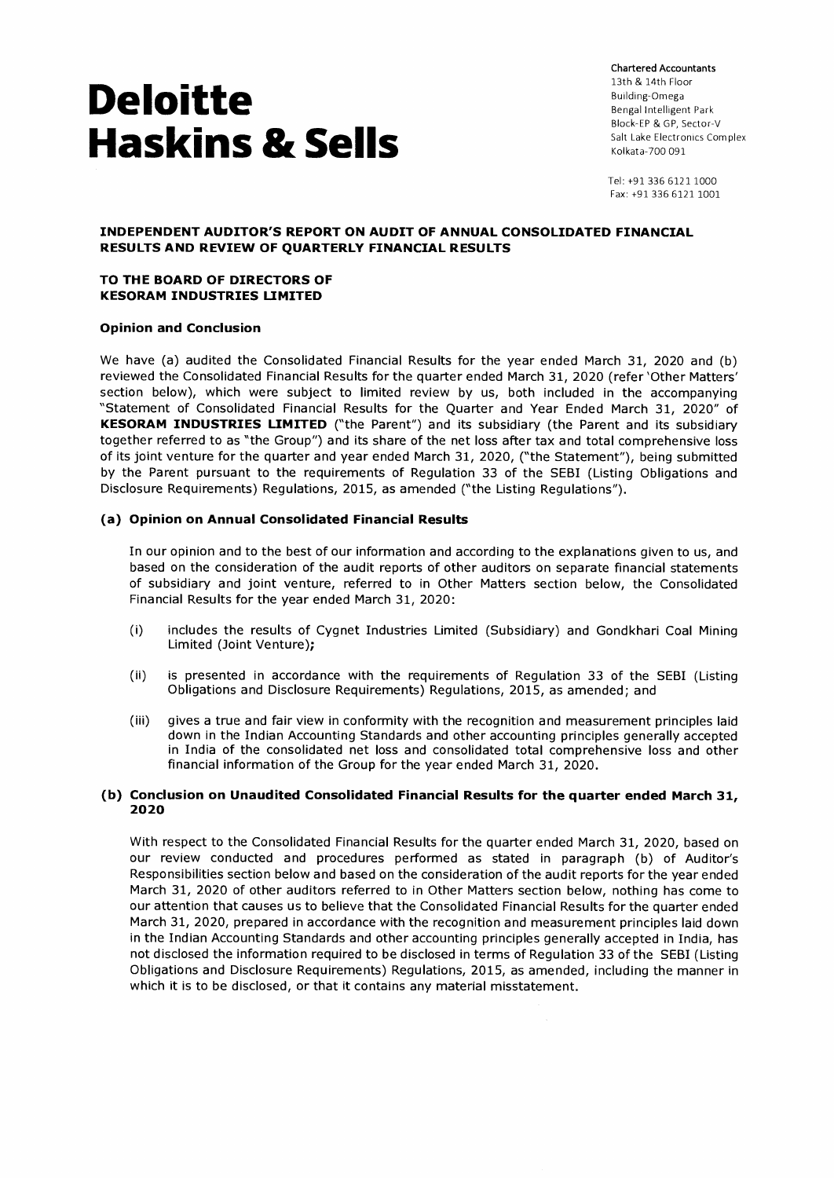# Deloitte Haskins & Sells

Chartered Accountants
13th & 14th Floor
Building-Omega
Bengal Intelligent Park
Block-EP & GP, Sector-V
Salt Lake Electronics Complex
Kolkata-700 091

Tel: +91 336 6121 1000
Fax: +91 336 6121 1001

**INDEPENDENT AUDITOR'S REPORT ON AUDIT OF ANNUAL CONSOLIDATED FINANCIAL RESULTS AND REVIEW OF QUARTERLY FINANCIAL RESULTS**

**TO THE BOARD OF DIRECTORS OF KESORAM INDUSTRIES LIMITED**

**Opinion and Conclusion**

We have (a) audited the Consolidated Financial Results for the year ended March 31, 2020 and (b) reviewed the Consolidated Financial Results for the quarter ended March 31, 2020 (refer 'Other Matters' section below), which were subject to limited review by us, both included in the accompanying "Statement of Consolidated Financial Results for the Quarter and Year Ended March 31, 2020" of **KESORAM INDUSTRIES LIMITED** ("the Parent") and its subsidiary (the Parent and its subsidiary together referred to as "the Group") and its share of the net loss after tax and total comprehensive loss of its joint venture for the quarter and year ended March 31, 2020, ("the Statement"), being submitted by the Parent pursuant to the requirements of Regulation 33 of the SEBI (Listing Obligations and Disclosure Requirements) Regulations, 2015, as amended ("the Listing Regulations").

**(a) Opinion on Annual Consolidated Financial Results**

In our opinion and to the best of our information and according to the explanations given to us, and based on the consideration of the audit reports of other auditors on separate financial statements of subsidiary and joint venture, referred to in Other Matters section below, the Consolidated Financial Results for the year ended March 31, 2020:

(i) includes the results of Cygnet Industries Limited (Subsidiary) and Gondkhari Coal Mining Limited (Joint Venture)**;**

(ii) is presented in accordance with the requirements of Regulation 33 of the SEBI (Listing Obligations and Disclosure Requirements) Regulations, 2015, as amended; and

(iii) gives a true and fair view in conformity with the recognition and measurement principles laid down in the Indian Accounting Standards and other accounting principles generally accepted in India of the consolidated net loss and consolidated total comprehensive loss and other financial information of the Group for the year ended March 31, 2020.

**(b) Conclusion on Unaudited Consolidated Financial Results for the quarter ended March 31, 2020**

With respect to the Consolidated Financial Results for the quarter ended March 31, 2020, based on our review conducted and procedures performed as stated in paragraph (b) of Auditor's Responsibilities section below and based on the consideration of the audit reports for the year ended March 31, 2020 of other auditors referred to in Other Matters section below, nothing has come to our attention that causes us to believe that the Consolidated Financial Results for the quarter ended March 31, 2020, prepared in accordance with the recognition and measurement principles laid down in the Indian Accounting Standards and other accounting principles generally accepted in India, has not disclosed the information required to be disclosed in terms of Regulation 33 of the SEBI (Listing Obligations and Disclosure Requirements) Regulations, 2015, as amended, including the manner in which it is to be disclosed, or that it contains any material misstatement.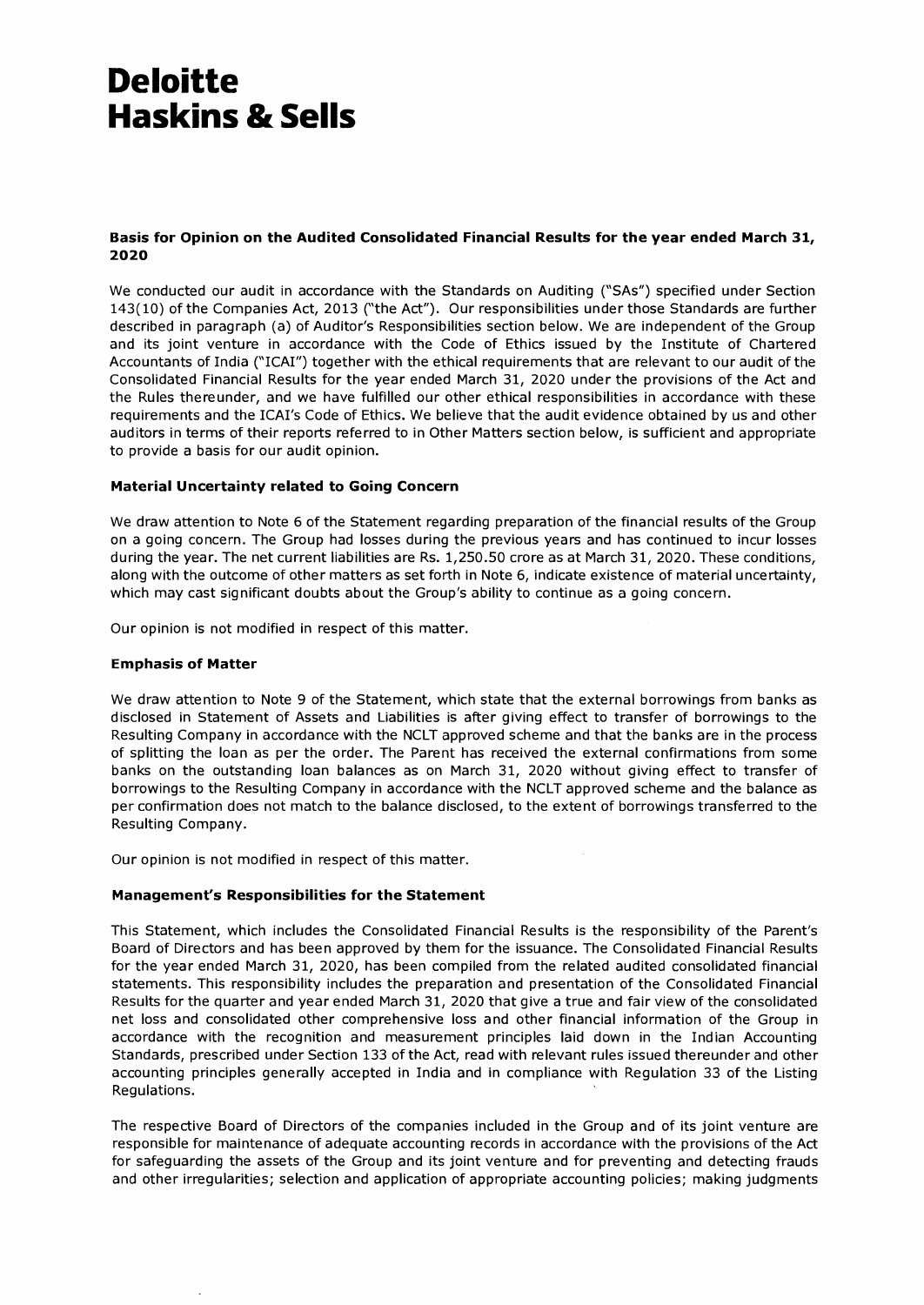# Deloitte Haskins & Sells

**Basis for Opinion on the Audited Consolidated Financial Results for the year ended March 31, 2020**

We conducted our audit in accordance with the Standards on Auditing ("SAs") specified under Section 143(10) of the Companies Act, 2013 ("the Act"). Our responsibilities under those Standards are further described in paragraph (a) of Auditor's Responsibilities section below. We are independent of the Group and its joint venture in accordance with the Code of Ethics issued by the Institute of Chartered Accountants of India ("ICAI") together with the ethical requirements that are relevant to our audit of the Consolidated Financial Results for the year ended March 31, 2020 under the provisions of the Act and the Rules thereunder, and we have fulfilled our other ethical responsibilities in accordance with these requirements and the ICAI's Code of Ethics. We believe that the audit evidence obtained by us and other auditors in terms of their reports referred to in Other Matters section below, is sufficient and appropriate to provide a basis for our audit opinion.

**Material Uncertainty related to Going Concern**

We draw attention to Note 6 of the Statement regarding preparation of the financial results of the Group on a going concern. The Group had losses during the previous years and has continued to incur losses during the year. The net current liabilities are Rs. 1,250.50 crore as at March 31, 2020. These conditions, along with the outcome of other matters as set forth in Note 6, indicate existence of material uncertainty, which may cast significant doubts about the Group's ability to continue as a going concern.

Our opinion is not modified in respect of this matter.

**Emphasis of Matter**

We draw attention to Note 9 of the Statement, which state that the external borrowings from banks as disclosed in Statement of Assets and Liabilities is after giving effect to transfer of borrowings to the Resulting Company in accordance with the NCLT approved scheme and that the banks are in the process of splitting the loan as per the order. The Parent has received the external confirmations from some banks on the outstanding loan balances as on March 31, 2020 without giving effect to transfer of borrowings to the Resulting Company in accordance with the NCLT approved scheme and the balance as per confirmation does not match to the balance disclosed, to the extent of borrowings transferred to the Resulting Company.

Our opinion is not modified in respect of this matter.

**Management's Responsibilities for the Statement**

This Statement, which includes the Consolidated Financial Results is the responsibility of the Parent's Board of Directors and has been approved by them for the issuance. The Consolidated Financial Results for the year ended March 31, 2020, has been compiled from the related audited consolidated financial statements. This responsibility includes the preparation and presentation of the Consolidated Financial Results for the quarter and year ended March 31, 2020 that give a true and fair view of the consolidated net loss and consolidated other comprehensive loss and other financial information of the Group in accordance with the recognition and measurement principles laid down in the Indian Accounting Standards, prescribed under Section 133 of the Act, read with relevant rules issued thereunder and other accounting principles generally accepted in India and in compliance with Regulation 33 of the Listing Regulations.

The respective Board of Directors of the companies included in the Group and of its joint venture are responsible for maintenance of adequate accounting records in accordance with the provisions of the Act for safeguarding the assets of the Group and its joint venture and for preventing and detecting frauds and other irregularities; selection and application of appropriate accounting policies; making judgments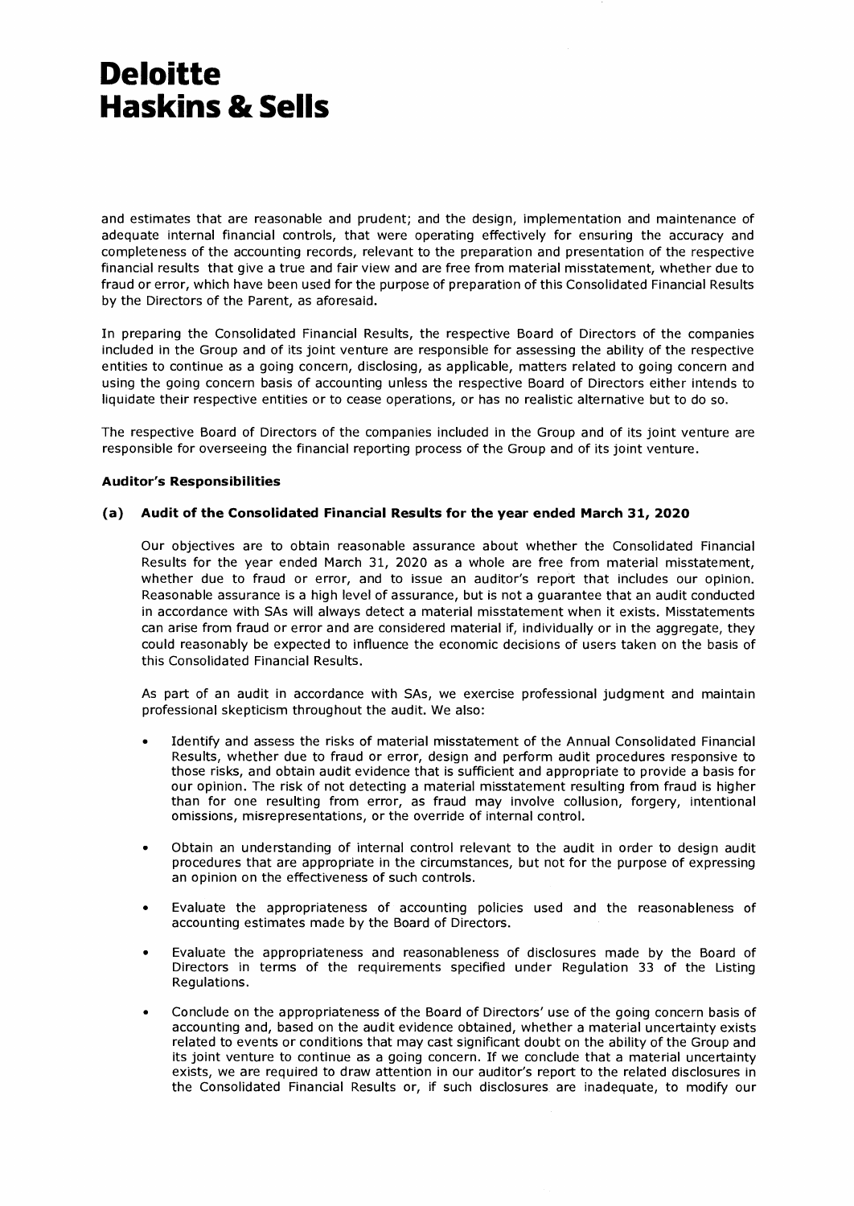# Deloitte Haskins & Sells

and estimates that are reasonable and prudent; and the design, implementation and maintenance of adequate internal financial controls, that were operating effectively for ensuring the accuracy and completeness of the accounting records, relevant to the preparation and presentation of the respective financial results that give a true and fair view and are free from material misstatement, whether due to fraud or error, which have been used for the purpose of preparation of this Consolidated Financial Results by the Directors of the Parent, as aforesaid.

In preparing the Consolidated Financial Results, the respective Board of Directors of the companies included in the Group and of its joint venture are responsible for assessing the ability of the respective entities to continue as a going concern, disclosing, as applicable, matters related to going concern and using the going concern basis of accounting unless the respective Board of Directors either intends to liquidate their respective entities or to cease operations, or has no realistic alternative but to do so.

The respective Board of Directors of the companies included in the Group and of its joint venture are responsible for overseeing the financial reporting process of the Group and of its joint venture.

**Auditor's Responsibilities**

**(a) Audit of the Consolidated Financial Results for the year ended March 31, 2020**

Our objectives are to obtain reasonable assurance about whether the Consolidated Financial Results for the year ended March 31, 2020 as a whole are free from material misstatement, whether due to fraud or error, and to issue an auditor's report that includes our opinion. Reasonable assurance is a high level of assurance, but is not a guarantee that an audit conducted in accordance with SAs will always detect a material misstatement when it exists. Misstatements can arise from fraud or error and are considered material if, individually or in the aggregate, they could reasonably be expected to influence the economic decisions of users taken on the basis of this Consolidated Financial Results.

As part of an audit in accordance with SAs, we exercise professional judgment and maintain professional skepticism throughout the audit. We also:

- Identify and assess the risks of material misstatement of the Annual Consolidated Financial Results, whether due to fraud or error, design and perform audit procedures responsive to those risks, and obtain audit evidence that is sufficient and appropriate to provide a basis for our opinion. The risk of not detecting a material misstatement resulting from fraud is higher than for one resulting from error, as fraud may involve collusion, forgery, intentional omissions, misrepresentations, or the override of internal control.
- Obtain an understanding of internal control relevant to the audit in order to design audit procedures that are appropriate in the circumstances, but not for the purpose of expressing an opinion on the effectiveness of such controls.
- Evaluate the appropriateness of accounting policies used and the reasonableness of accounting estimates made by the Board of Directors.
- Evaluate the appropriateness and reasonableness of disclosures made by the Board of Directors in terms of the requirements specified under Regulation 33 of the Listing Regulations.
- Conclude on the appropriateness of the Board of Directors' use of the going concern basis of accounting and, based on the audit evidence obtained, whether a material uncertainty exists related to events or conditions that may cast significant doubt on the ability of the Group and its joint venture to continue as a going concern. If we conclude that a material uncertainty exists, we are required to draw attention in our auditor's report to the related disclosures in the Consolidated Financial Results or, if such disclosures are inadequate, to modify our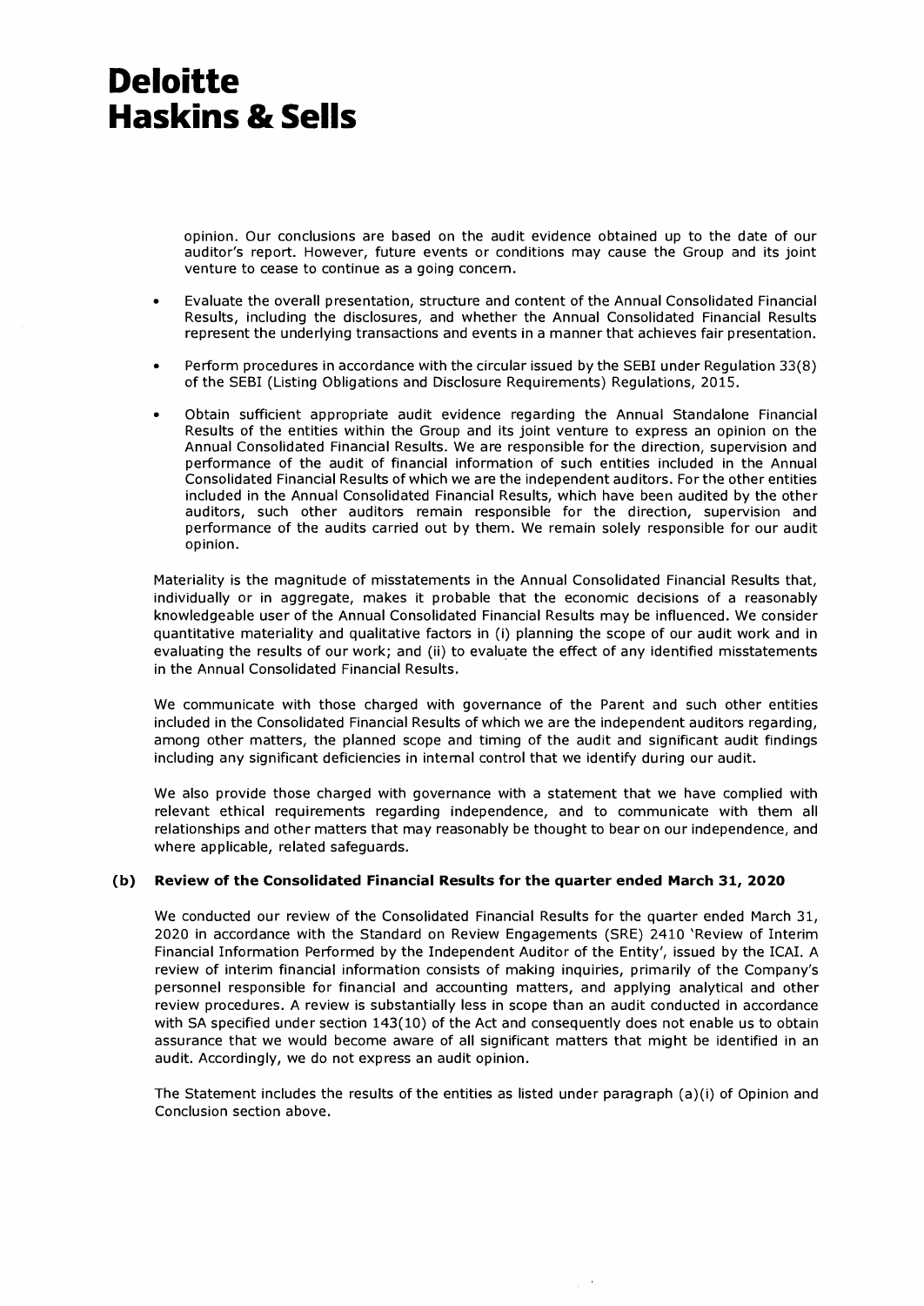opinion. Our conclusions are based on the audit evidence obtained up to the date of our auditor's report. However, future events or conditions may cause the Group and its joint venture to cease to continue as a going concern.

- Evaluate the overall presentation, structure and content of the Annual Consolidated Financial Results, including the disclosures, and whether the Annual Consolidated Financial Results represent the underlying transactions and events in a manner that achieves fair presentation.
- Perform procedures in accordance with the circular issued by the SEBI under Regulation 33(8) of the SEBI (Listing Obligations and Disclosure Requirements) Regulations, 2015.
- Obtain sufficient appropriate audit evidence regarding the Annual Standalone Financial Results of the entities within the Group and its joint venture to express an opinion on the Annual Consolidated Financial Results. We are responsible for the direction, supervision and performance of the audit of financial information of such entities included in the Annual Consolidated Financial Results of which we are the independent auditors. For the other entities included in the Annual Consolidated Financial Results, which have been audited by the other auditors, such other auditors remain responsible for the direction, supervision and performance of the audits carried out by them. We remain solely responsible for our audit opinion.

Materiality is the magnitude of misstatements in the Annual Consolidated Financial Results that, individually or in aggregate, makes it probable that the economic decisions of a reasonably knowledgeable user of the Annual Consolidated Financial Results may be influenced. We consider quantitative materiality and qualitative factors in (i) planning the scope of our audit work and in evaluating the results of our work; and (ii) to evaluate the effect of any identified misstatements in the Annual Consolidated Financial Results.

We communicate with those charged with governance of the Parent and such other entities included in the Consolidated Financial Results of which we are the independent auditors regarding, among other matters, the planned scope and timing of the audit and significant audit findings including any significant deficiencies in internal control that we identify during our audit.

We also provide those charged with governance with a statement that we have complied with relevant ethical requirements regarding independence, and to communicate with them all relationships and other matters that may reasonably be thought to bear on our independence, and where applicable, related safeguards.

### (b) Review of the Consolidated Financial Results for the quarter ended March 31, 2020

We conducted our review of the Consolidated Financial Results for the quarter ended March 31, 2020 in accordance with the Standard on Review Engagements (SRE) 2410 'Review of Interim Financial Information Performed by the Independent Auditor of the Entity', issued by the ICAI. A review of interim financial information consists of making inquiries, primarily of the Company's personnel responsible for financial and accounting matters, and applying analytical and other review procedures. A review is substantially less in scope than an audit conducted in accordance with SA specified under section 143(10) of the Act and consequently does not enable us to obtain assurance that we would become aware of all significant matters that might be identified in an audit. Accordingly, we do not express an audit opinion.

The Statement includes the results of the entities as listed under paragraph (a)(i) of Opinion and Conclusion section above.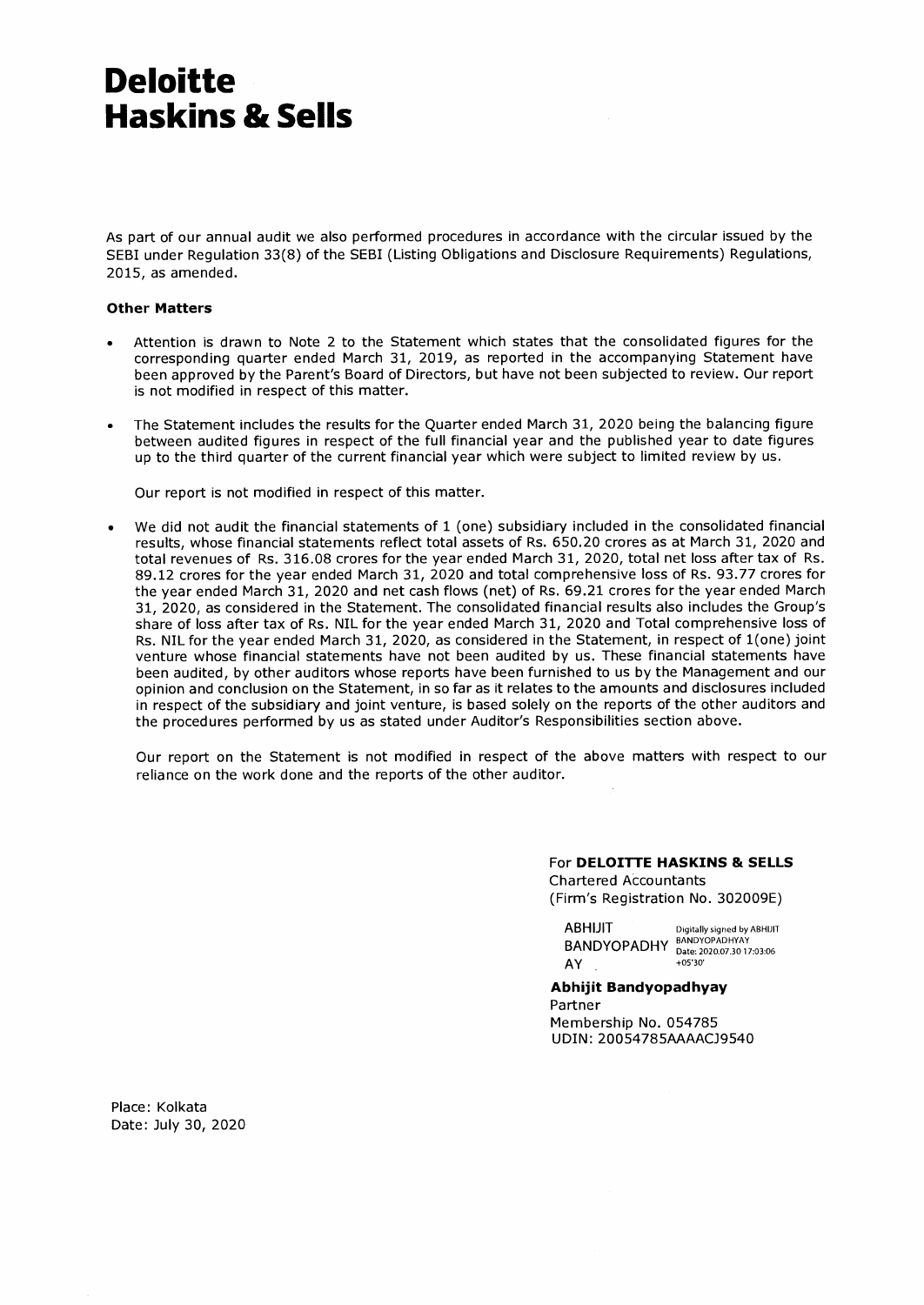# Deloitte Haskins & Sells

As part of our annual audit we also performed procedures in accordance with the circular issued by the SEBI under Regulation 33(8) of the SEBI (Listing Obligations and Disclosure Requirements) Regulations, 2015, as amended.

**Other Matters**

- Attention is drawn to Note 2 to the Statement which states that the consolidated figures for the corresponding quarter ended March 31, 2019, as reported in the accompanying Statement have been approved by the Parent's Board of Directors, but have not been subjected to review. Our report is not modified in respect of this matter.

- The Statement includes the results for the Quarter ended March 31, 2020 being the balancing figure between audited figures in respect of the full financial year and the published year to date figures up to the third quarter of the current financial year which were subject to limited review by us.

  Our report is not modified in respect of this matter.

- We did not audit the financial statements of 1 (one) subsidiary included in the consolidated financial results, whose financial statements reflect total assets of Rs. 650.20 crores as at March 31, 2020 and total revenues of Rs. 316.08 crores for the year ended March 31, 2020, total net loss after tax of Rs. 89.12 crores for the year ended March 31, 2020 and total comprehensive loss of Rs. 93.77 crores for the year ended March 31, 2020 and net cash flows (net) of Rs. 69.21 crores for the year ended March 31, 2020, as considered in the Statement. The consolidated financial results also includes the Group's share of loss after tax of Rs. NIL for the year ended March 31, 2020 and Total comprehensive loss of Rs. NIL for the year ended March 31, 2020, as considered in the Statement, in respect of 1(one) joint venture whose financial statements have not been audited by us. These financial statements have been audited, by other auditors whose reports have been furnished to us by the Management and our opinion and conclusion on the Statement, in so far as it relates to the amounts and disclosures included in respect of the subsidiary and joint venture, is based solely on the reports of the other auditors and the procedures performed by us as stated under Auditor's Responsibilities section above.

  Our report on the Statement is not modified in respect of the above matters with respect to our reliance on the work done and the reports of the other auditor.

For **DELOITTE HASKINS & SELLS**
Chartered Accountants
(Firm's Registration No. 302009E)

ABHIJIT BANDYOPADHYAY
Digitally signed by ABHIJIT BANDYOPADHYAY
Date: 2020.07.30 17:03:06 +05'30'

**Abhijit Bandyopadhyay**
Partner
Membership No. 054785
UDIN: 20054785AAAACJ9540

Place: Kolkata
Date: July 30, 2020